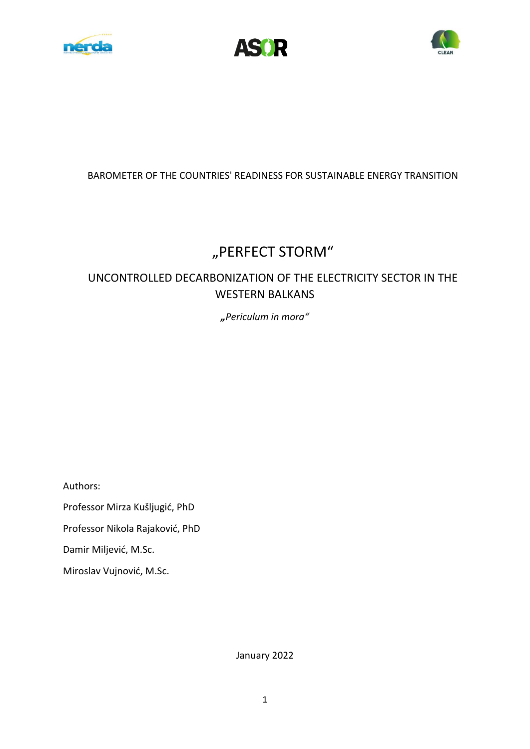BAROMETER OF THE COUNTRIES' READINESS FOR SUSTAINABLE ENERGY TRANSITION

# „PERFECT STORM“

## UNCONTROLLED DECARBONIZATION OF THE ELECTRICITY SECTOR IN THE WESTERN BALKANS

*„Periculum in mora“*

Authors:

Professor Mirza Kušljugić, PhD

Professor Nikola Rajaković, PhD

Damir Miljević, M.Sc.

Miroslav Vujnović, M.Sc.

January 2022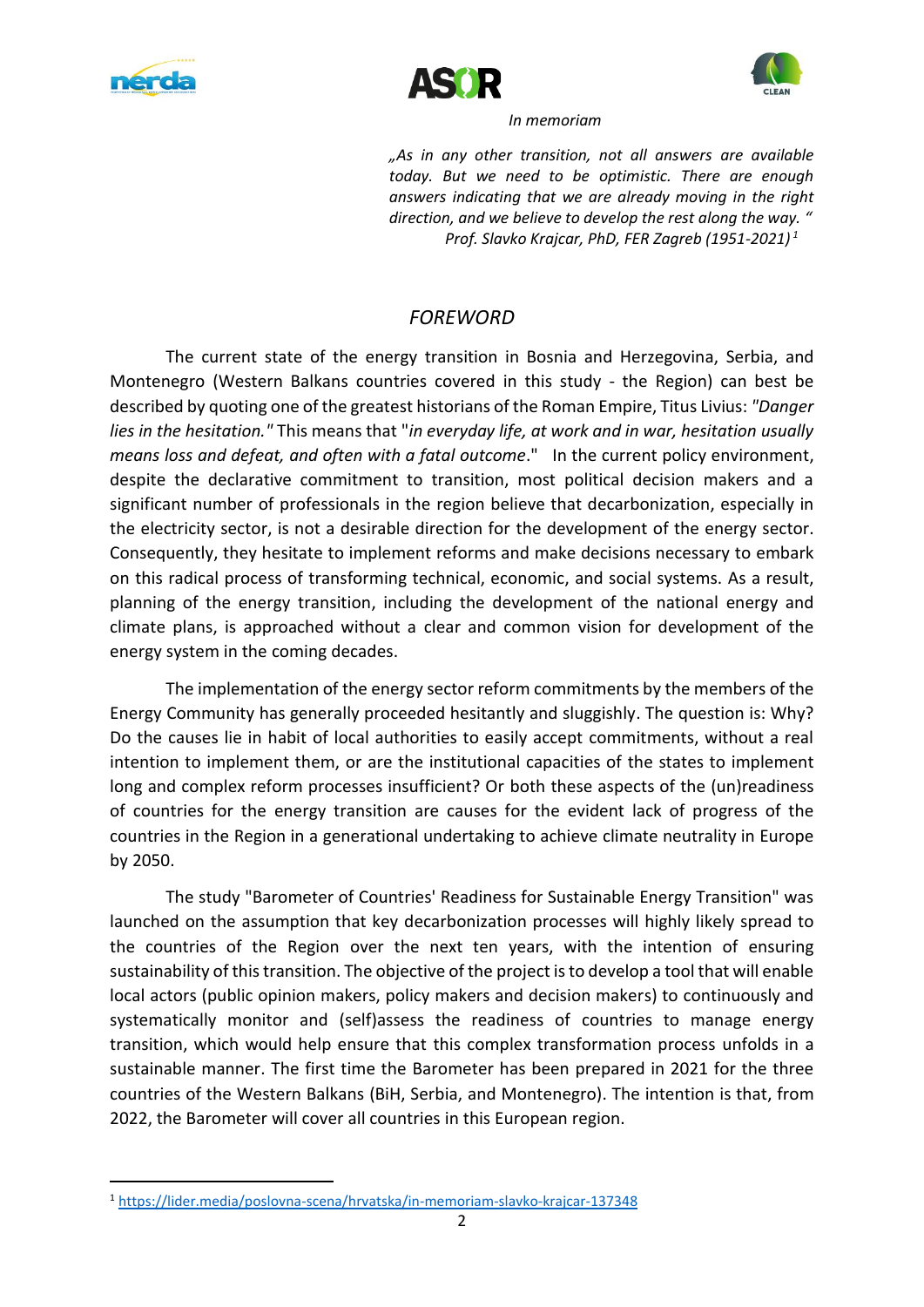*In memoriam*

*„As in any other transition, not all answers are available today. But we need to be optimistic. There are enough answers indicating that we are already moving in the right direction, and we believe to develop the rest along the way. "*
*Prof. Slavko Krajcar, PhD, FER Zagreb (1951-2021)* [1]

## *FOREWORD*

The current state of the energy transition in Bosnia and Herzegovina, Serbia, and Montenegro (Western Balkans countries covered in this study - the Region) can best be described by quoting one of the greatest historians of the Roman Empire, Titus Livius: *"Danger lies in the hesitation."* This means that "*in everyday life, at work and in war, hesitation usually means loss and defeat, and often with a fatal outcome*." In the current policy environment, despite the declarative commitment to transition, most political decision makers and a significant number of professionals in the region believe that decarbonization, especially in the electricity sector, is not a desirable direction for the development of the energy sector. Consequently, they hesitate to implement reforms and make decisions necessary to embark on this radical process of transforming technical, economic, and social systems. As a result, planning of the energy transition, including the development of the national energy and climate plans, is approached without a clear and common vision for development of the energy system in the coming decades.

The implementation of the energy sector reform commitments by the members of the Energy Community has generally proceeded hesitantly and sluggishly. The question is: Why? Do the causes lie in habit of local authorities to easily accept commitments, without a real intention to implement them, or are the institutional capacities of the states to implement long and complex reform processes insufficient? Or both these aspects of the (un)readiness of countries for the energy transition are causes for the evident lack of progress of the countries in the Region in a generational undertaking to achieve climate neutrality in Europe by 2050.

The study "Barometer of Countries' Readiness for Sustainable Energy Transition" was launched on the assumption that key decarbonization processes will highly likely spread to the countries of the Region over the next ten years, with the intention of ensuring sustainability of this transition. The objective of the project is to develop a tool that will enable local actors (public opinion makers, policy makers and decision makers) to continuously and systematically monitor and (self)assess the readiness of countries to manage energy transition, which would help ensure that this complex transformation process unfolds in a sustainable manner. The first time the Barometer has been prepared in 2021 for the three countries of the Western Balkans (BiH, Serbia, and Montenegro). The intention is that, from 2022, the Barometer will cover all countries in this European region.

[1] https://lider.media/poslovna-scena/hrvatska/in-memoriam-slavko-krajcar-137348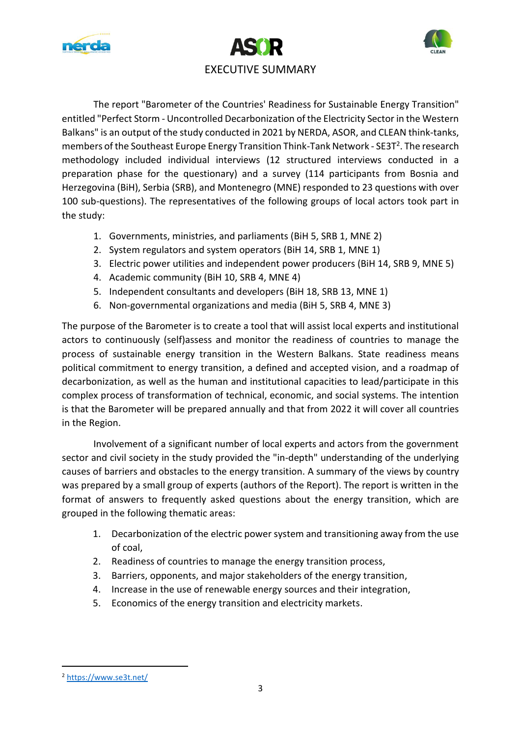# EXECUTIVE SUMMARY

The report "Barometer of the Countries' Readiness for Sustainable Energy Transition" entitled "Perfect Storm - Uncontrolled Decarbonization of the Electricity Sector in the Western Balkans" is an output of the study conducted in 2021 by NERDA, ASOR, and CLEAN think-tanks, members of the Southeast Europe Energy Transition Think-Tank Network - SE3T[2]. The research methodology included individual interviews (12 structured interviews conducted in a preparation phase for the questionary) and a survey (114 participants from Bosnia and Herzegovina (BiH), Serbia (SRB), and Montenegro (MNE) responded to 23 questions with over 100 sub-questions). The representatives of the following groups of local actors took part in the study:

1. Governments, ministries, and parliaments (BiH 5, SRB 1, MNE 2)
2. System regulators and system operators (BiH 14, SRB 1, MNE 1)
3. Electric power utilities and independent power producers (BiH 14, SRB 9, MNE 5)
4. Academic community (BiH 10, SRB 4, MNE 4)
5. Independent consultants and developers (BiH 18, SRB 13, MNE 1)
6. Non-governmental organizations and media (BiH 5, SRB 4, MNE 3)

The purpose of the Barometer is to create a tool that will assist local experts and institutional actors to continuously (self)assess and monitor the readiness of countries to manage the process of sustainable energy transition in the Western Balkans. State readiness means political commitment to energy transition, a defined and accepted vision, and a roadmap of decarbonization, as well as the human and institutional capacities to lead/participate in this complex process of transformation of technical, economic, and social systems. The intention is that the Barometer will be prepared annually and that from 2022 it will cover all countries in the Region.

Involvement of a significant number of local experts and actors from the government sector and civil society in the study provided the "in-depth" understanding of the underlying causes of barriers and obstacles to the energy transition. A summary of the views by country was prepared by a small group of experts (authors of the Report). The report is written in the format of answers to frequently asked questions about the energy transition, which are grouped in the following thematic areas:

1. Decarbonization of the electric power system and transitioning away from the use of coal,
2. Readiness of countries to manage the energy transition process,
3. Barriers, opponents, and major stakeholders of the energy transition,
4. Increase in the use of renewable energy sources and their integration,
5. Economics of the energy transition and electricity markets.

---

[2] https://www.se3t.net/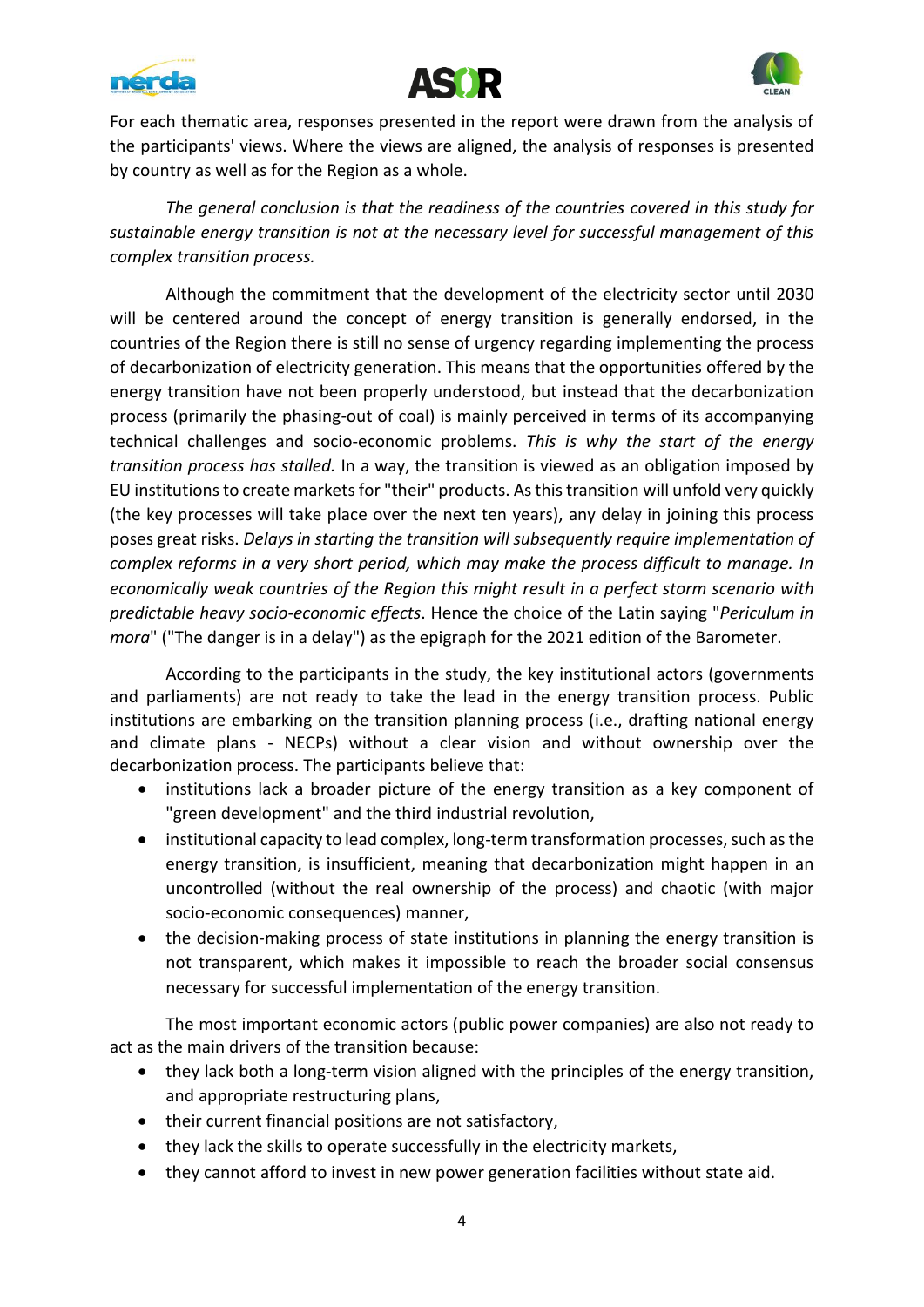For each thematic area, responses presented in the report were drawn from the analysis of the participants' views. Where the views are aligned, the analysis of responses is presented by country as well as for the Region as a whole.

*The general conclusion is that the readiness of the countries covered in this study for sustainable energy transition is not at the necessary level for successful management of this complex transition process.*

Although the commitment that the development of the electricity sector until 2030 will be centered around the concept of energy transition is generally endorsed, in the countries of the Region there is still no sense of urgency regarding implementing the process of decarbonization of electricity generation. This means that the opportunities offered by the energy transition have not been properly understood, but instead that the decarbonization process (primarily the phasing-out of coal) is mainly perceived in terms of its accompanying technical challenges and socio-economic problems. *This is why the start of the energy transition process has stalled.* In a way, the transition is viewed as an obligation imposed by EU institutions to create markets for "their" products. As this transition will unfold very quickly (the key processes will take place over the next ten years), any delay in joining this process poses great risks. *Delays in starting the transition will subsequently require implementation of complex reforms in a very short period, which may make the process difficult to manage. In economically weak countries of the Region this might result in a perfect storm scenario with predictable heavy socio-economic effects*. Hence the choice of the Latin saying "*Periculum in mora*" ("The danger is in a delay") as the epigraph for the 2021 edition of the Barometer.

According to the participants in the study, the key institutional actors (governments and parliaments) are not ready to take the lead in the energy transition process. Public institutions are embarking on the transition planning process (i.e., drafting national energy and climate plans - NECPs) without a clear vision and without ownership over the decarbonization process. The participants believe that:

- institutions lack a broader picture of the energy transition as a key component of "green development" and the third industrial revolution,
- institutional capacity to lead complex, long-term transformation processes, such as the energy transition, is insufficient, meaning that decarbonization might happen in an uncontrolled (without the real ownership of the process) and chaotic (with major socio-economic consequences) manner,
- the decision-making process of state institutions in planning the energy transition is not transparent, which makes it impossible to reach the broader social consensus necessary for successful implementation of the energy transition.

The most important economic actors (public power companies) are also not ready to act as the main drivers of the transition because:

- they lack both a long-term vision aligned with the principles of the energy transition, and appropriate restructuring plans,
- their current financial positions are not satisfactory,
- they lack the skills to operate successfully in the electricity markets,
- they cannot afford to invest in new power generation facilities without state aid.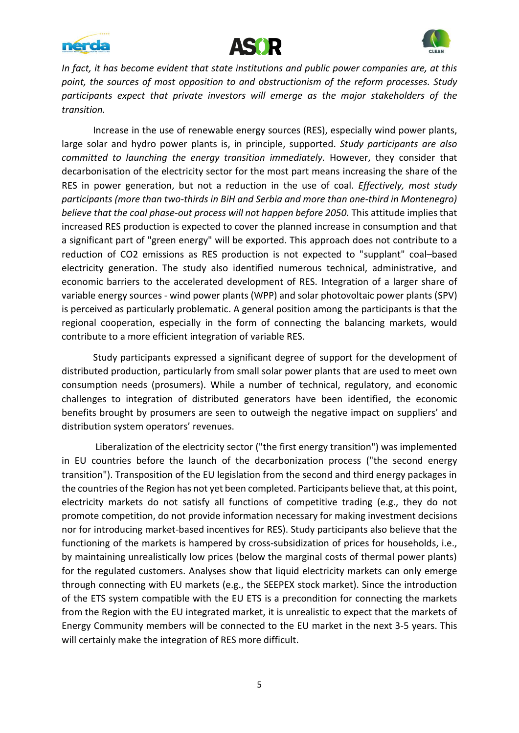*In fact, it has become evident that state institutions and public power companies are, at this point, the sources of most opposition to and obstructionism of the reform processes. Study participants expect that private investors will emerge as the major stakeholders of the transition.*

Increase in the use of renewable energy sources (RES), especially wind power plants, large solar and hydro power plants is, in principle, supported. *Study participants are also committed to launching the energy transition immediately.* However, they consider that decarbonisation of the electricity sector for the most part means increasing the share of the RES in power generation, but not a reduction in the use of coal. *Effectively, most study participants (more than two-thirds in BiH and Serbia and more than one-third in Montenegro) believe that the coal phase-out process will not happen before 2050.* This attitude implies that increased RES production is expected to cover the planned increase in consumption and that a significant part of "green energy" will be exported. This approach does not contribute to a reduction of $CO_2$ emissions as RES production is not expected to "supplant" coal–based electricity generation. The study also identified numerous technical, administrative, and economic barriers to the accelerated development of RES. Integration of a larger share of variable energy sources - wind power plants (WPP) and solar photovoltaic power plants (SPV) is perceived as particularly problematic. A general position among the participants is that the regional cooperation, especially in the form of connecting the balancing markets, would contribute to a more efficient integration of variable RES.

Study participants expressed a significant degree of support for the development of distributed production, particularly from small solar power plants that are used to meet own consumption needs (prosumers). While a number of technical, regulatory, and economic challenges to integration of distributed generators have been identified, the economic benefits brought by prosumers are seen to outweigh the negative impact on suppliers' and distribution system operators' revenues.

Liberalization of the electricity sector ("the first energy transition") was implemented in EU countries before the launch of the decarbonization process ("the second energy transition"). Transposition of the EU legislation from the second and third energy packages in the countries of the Region has not yet been completed. Participants believe that, at this point, electricity markets do not satisfy all functions of competitive trading (e.g., they do not promote competition, do not provide information necessary for making investment decisions nor for introducing market-based incentives for RES). Study participants also believe that the functioning of the markets is hampered by cross-subsidization of prices for households, i.e., by maintaining unrealistically low prices (below the marginal costs of thermal power plants) for the regulated customers. Analyses show that liquid electricity markets can only emerge through connecting with EU markets (e.g., the SEEPEX stock market). Since the introduction of the ETS system compatible with the EU ETS is a precondition for connecting the markets from the Region with the EU integrated market, it is unrealistic to expect that the markets of Energy Community members will be connected to the EU market in the next 3-5 years. This will certainly make the integration of RES more difficult.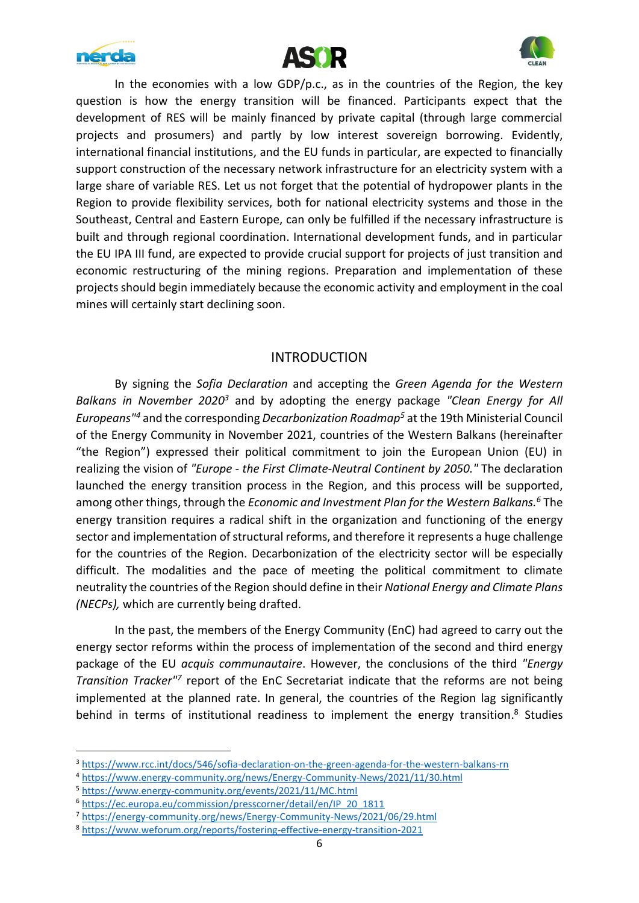In the economies with a low GDP/p.c., as in the countries of the Region, the key question is how the energy transition will be financed. Participants expect that the development of RES will be mainly financed by private capital (through large commercial projects and prosumers) and partly by low interest sovereign borrowing. Evidently, international financial institutions, and the EU funds in particular, are expected to financially support construction of the necessary network infrastructure for an electricity system with a large share of variable RES. Let us not forget that the potential of hydropower plants in the Region to provide flexibility services, both for national electricity systems and those in the Southeast, Central and Eastern Europe, can only be fulfilled if the necessary infrastructure is built and through regional coordination. International development funds, and in particular the EU IPA III fund, are expected to provide crucial support for projects of just transition and economic restructuring of the mining regions. Preparation and implementation of these projects should begin immediately because the economic activity and employment in the coal mines will certainly start declining soon.

## INTRODUCTION

By signing the *Sofia Declaration* and accepting the *Green Agenda for the Western Balkans in November 2020*[3] and by adopting the energy package *"Clean Energy for All Europeans"*[4] and the corresponding *Decarbonization Roadmap*[5] at the 19th Ministerial Council of the Energy Community in November 2021, countries of the Western Balkans (hereinafter "the Region") expressed their political commitment to join the European Union (EU) in realizing the vision of *"Europe - the First Climate-Neutral Continent by 2050."* The declaration launched the energy transition process in the Region, and this process will be supported, among other things, through the *Economic and Investment Plan for the Western Balkans.*[6] The energy transition requires a radical shift in the organization and functioning of the energy sector and implementation of structural reforms, and therefore it represents a huge challenge for the countries of the Region. Decarbonization of the electricity sector will be especially difficult. The modalities and the pace of meeting the political commitment to climate neutrality the countries of the Region should define in their *National Energy and Climate Plans (NECPs),* which are currently being drafted.

In the past, the members of the Energy Community (EnC) had agreed to carry out the energy sector reforms within the process of implementation of the second and third energy package of the EU *acquis communautaire*. However, the conclusions of the third *"Energy Transition Tracker"*[7] report of the EnC Secretariat indicate that the reforms are not being implemented at the planned rate. In general, the countries of the Region lag significantly behind in terms of institutional readiness to implement the energy transition.[8] Studies

---

[3] https://www.rcc.int/docs/546/sofia-declaration-on-the-green-agenda-for-the-western-balkans-rn

[4] https://www.energy-community.org/news/Energy-Community-News/2021/11/30.html

[5] https://www.energy-community.org/events/2021/11/MC.html

[6] https://ec.europa.eu/commission/presscorner/detail/en/IP_20_1811

[7] https://energy-community.org/news/Energy-Community-News/2021/06/29.html

[8] https://www.weforum.org/reports/fostering-effective-energy-transition-2021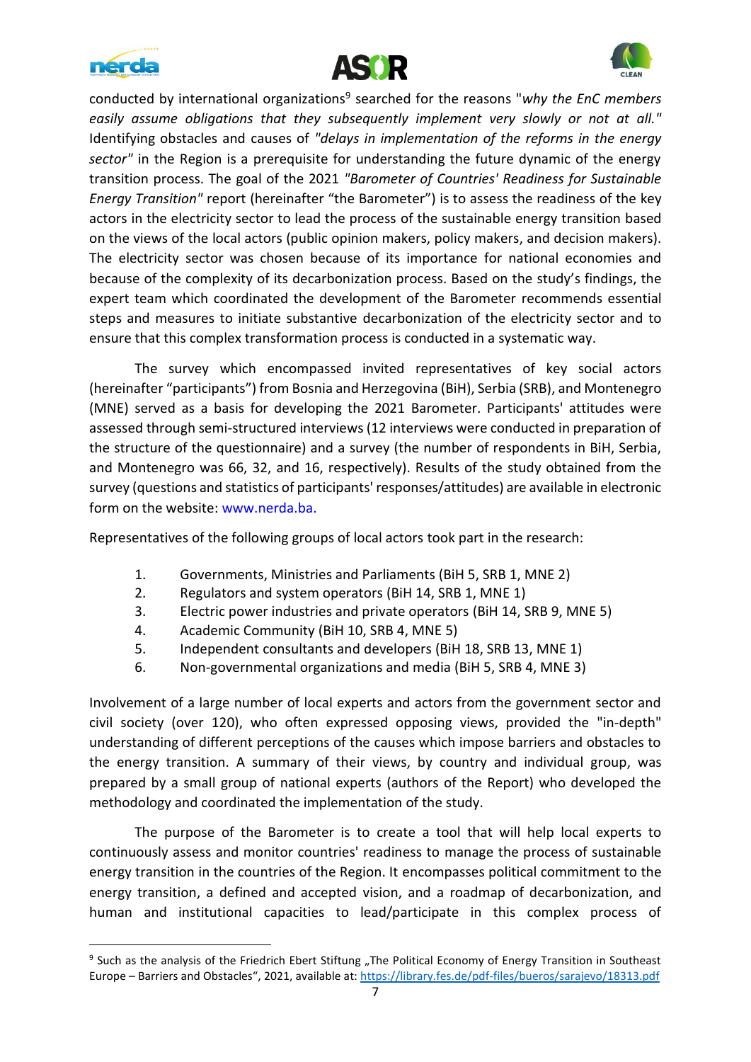conducted by international organizations[9] searched for the reasons "*why the EnC members easily assume obligations that they subsequently implement very slowly or not at all."* Identifying obstacles and causes of *"delays in implementation of the reforms in the energy sector"* in the Region is a prerequisite for understanding the future dynamic of the energy transition process. The goal of the 2021 *"Barometer of Countries' Readiness for Sustainable Energy Transition"* report (hereinafter "the Barometer") is to assess the readiness of the key actors in the electricity sector to lead the process of the sustainable energy transition based on the views of the local actors (public opinion makers, policy makers, and decision makers). The electricity sector was chosen because of its importance for national economies and because of the complexity of its decarbonization process. Based on the study's findings, the expert team which coordinated the development of the Barometer recommends essential steps and measures to initiate substantive decarbonization of the electricity sector and to ensure that this complex transformation process is conducted in a systematic way.

The survey which encompassed invited representatives of key social actors (hereinafter "participants") from Bosnia and Herzegovina (BiH), Serbia (SRB), and Montenegro (MNE) served as a basis for developing the 2021 Barometer. Participants' attitudes were assessed through semi-structured interviews (12 interviews were conducted in preparation of the structure of the questionnaire) and a survey (the number of respondents in BiH, Serbia, and Montenegro was 66, 32, and 16, respectively). Results of the study obtained from the survey (questions and statistics of participants' responses/attitudes) are available in electronic form on the website: www.nerda.ba.

Representatives of the following groups of local actors took part in the research:

1. Governments, Ministries and Parliaments (BiH 5, SRB 1, MNE 2)
2. Regulators and system operators (BiH 14, SRB 1, MNE 1)
3. Electric power industries and private operators (BiH 14, SRB 9, MNE 5)
4. Academic Community (BiH 10, SRB 4, MNE 5)
5. Independent consultants and developers (BiH 18, SRB 13, MNE 1)
6. Non-governmental organizations and media (BiH 5, SRB 4, MNE 3)

Involvement of a large number of local experts and actors from the government sector and civil society (over 120), who often expressed opposing views, provided the "in-depth" understanding of different perceptions of the causes which impose barriers and obstacles to the energy transition. A summary of their views, by country and individual group, was prepared by a small group of national experts (authors of the Report) who developed the methodology and coordinated the implementation of the study.

The purpose of the Barometer is to create a tool that will help local experts to continuously assess and monitor countries' readiness to manage the process of sustainable energy transition in the countries of the Region. It encompasses political commitment to the energy transition, a defined and accepted vision, and a roadmap of decarbonization, and human and institutional capacities to lead/participate in this complex process of

[9] Such as the analysis of the Friedrich Ebert Stiftung „The Political Economy of Energy Transition in Southeast Europe – Barriers and Obstacles", 2021, available at: https://library.fes.de/pdf-files/bueros/sarajevo/18313.pdf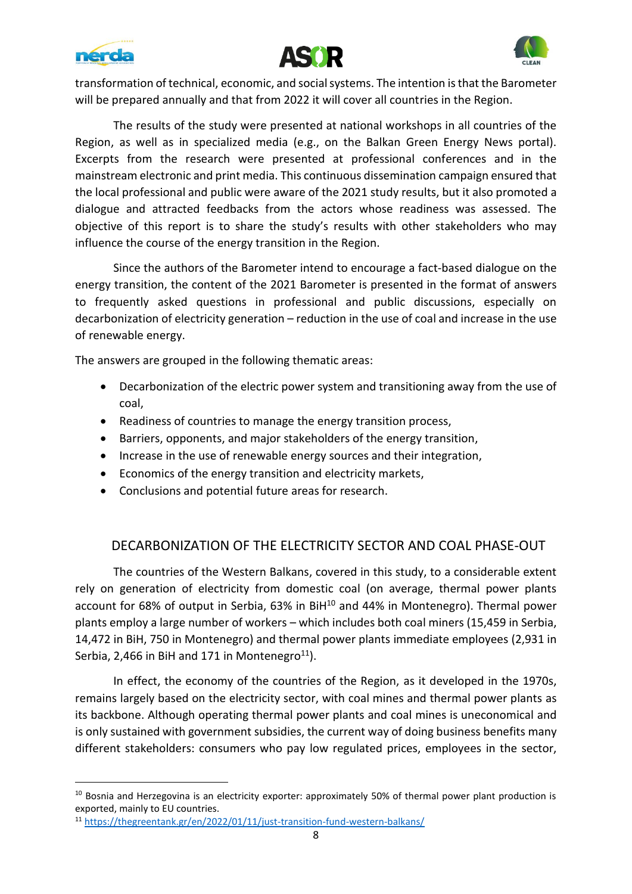transformation of technical, economic, and social systems. The intention is that the Barometer will be prepared annually and that from 2022 it will cover all countries in the Region.

The results of the study were presented at national workshops in all countries of the Region, as well as in specialized media (e.g., on the Balkan Green Energy News portal). Excerpts from the research were presented at professional conferences and in the mainstream electronic and print media. This continuous dissemination campaign ensured that the local professional and public were aware of the 2021 study results, but it also promoted a dialogue and attracted feedbacks from the actors whose readiness was assessed. The objective of this report is to share the study's results with other stakeholders who may influence the course of the energy transition in the Region.

Since the authors of the Barometer intend to encourage a fact-based dialogue on the energy transition, the content of the 2021 Barometer is presented in the format of answers to frequently asked questions in professional and public discussions, especially on decarbonization of electricity generation – reduction in the use of coal and increase in the use of renewable energy.

The answers are grouped in the following thematic areas:

- Decarbonization of the electric power system and transitioning away from the use of coal,
- Readiness of countries to manage the energy transition process,
- Barriers, opponents, and major stakeholders of the energy transition,
- Increase in the use of renewable energy sources and their integration,
- Economics of the energy transition and electricity markets,
- Conclusions and potential future areas for research.

## DECARBONIZATION OF THE ELECTRICITY SECTOR AND COAL PHASE-OUT

The countries of the Western Balkans, covered in this study, to a considerable extent rely on generation of electricity from domestic coal (on average, thermal power plants account for 68% of output in Serbia, 63% in BiH[10] and 44% in Montenegro). Thermal power plants employ a large number of workers – which includes both coal miners (15,459 in Serbia, 14,472 in BiH, 750 in Montenegro) and thermal power plants immediate employees (2,931 in Serbia, 2,466 in BiH and 171 in Montenegro[11]).

In effect, the economy of the countries of the Region, as it developed in the 1970s, remains largely based on the electricity sector, with coal mines and thermal power plants as its backbone. Although operating thermal power plants and coal mines is uneconomical and is only sustained with government subsidies, the current way of doing business benefits many different stakeholders: consumers who pay low regulated prices, employees in the sector,

[10] Bosnia and Herzegovina is an electricity exporter: approximately 50% of thermal power plant production is exported, mainly to EU countries.

[11] https://thegreentank.gr/en/2022/01/11/just-transition-fund-western-balkans/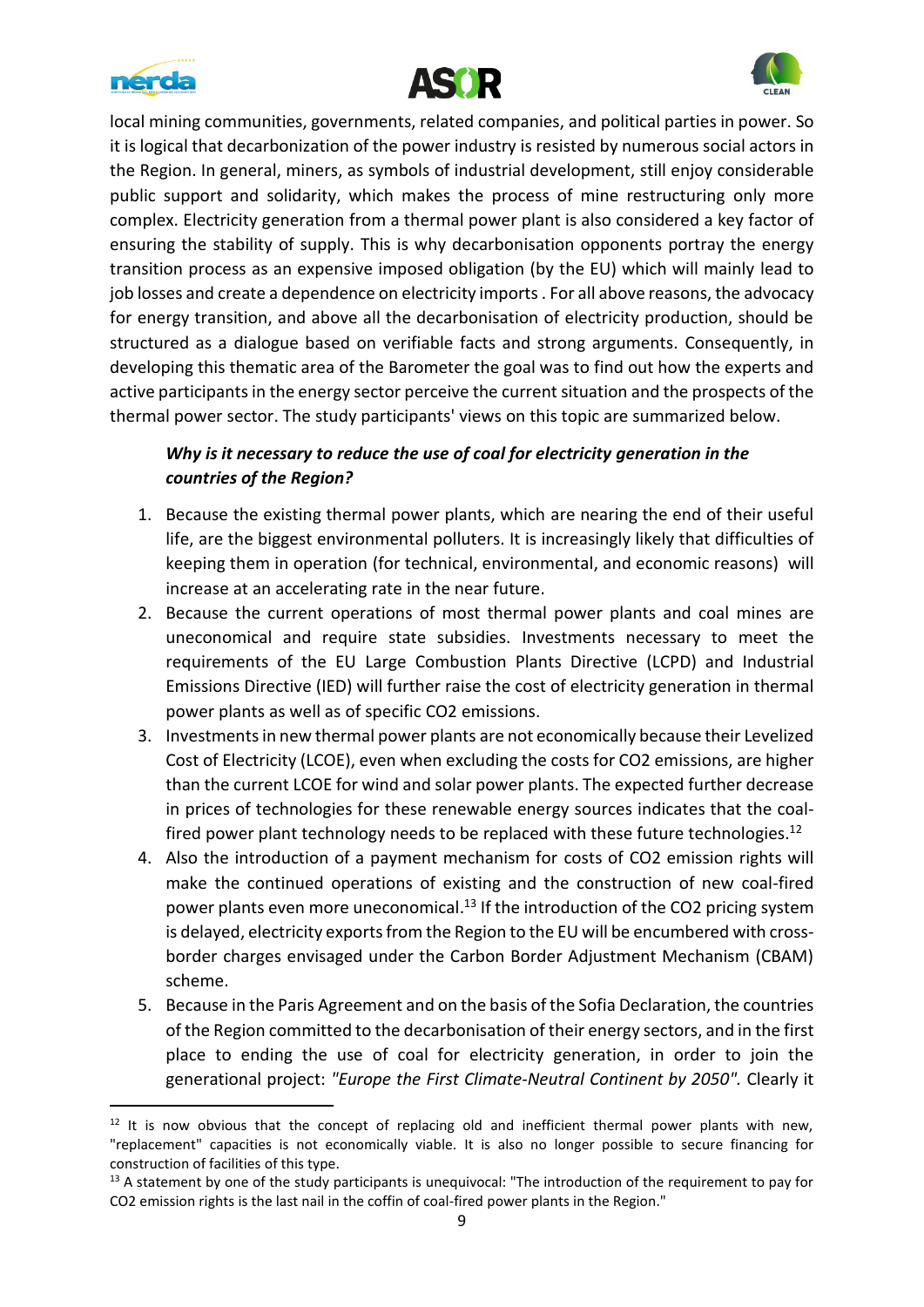local mining communities, governments, related companies, and political parties in power. So it is logical that decarbonization of the power industry is resisted by numerous social actors in the Region. In general, miners, as symbols of industrial development, still enjoy considerable public support and solidarity, which makes the process of mine restructuring only more complex. Electricity generation from a thermal power plant is also considered a key factor of ensuring the stability of supply. This is why decarbonisation opponents portray the energy transition process as an expensive imposed obligation (by the EU) which will mainly lead to job losses and create a dependence on electricity imports . For all above reasons, the advocacy for energy transition, and above all the decarbonisation of electricity production, should be structured as a dialogue based on verifiable facts and strong arguments. Consequently, in developing this thematic area of the Barometer the goal was to find out how the experts and active participants in the energy sector perceive the current situation and the prospects of the thermal power sector. The study participants' views on this topic are summarized below.

***Why is it necessary to reduce the use of coal for electricity generation in the countries of the Region?***

1. Because the existing thermal power plants, which are nearing the end of their useful life, are the biggest environmental polluters. It is increasingly likely that difficulties of keeping them in operation (for technical, environmental, and economic reasons) will increase at an accelerating rate in the near future.
2. Because the current operations of most thermal power plants and coal mines are uneconomical and require state subsidies. Investments necessary to meet the requirements of the EU Large Combustion Plants Directive (LCPD) and Industrial Emissions Directive (IED) will further raise the cost of electricity generation in thermal power plants as well as of specific $CO_2$ emissions.
3. Investments in new thermal power plants are not economically because their Levelized Cost of Electricity (LCOE), even when excluding the costs for $CO_2$ emissions, are higher than the current LCOE for wind and solar power plants. The expected further decrease in prices of technologies for these renewable energy sources indicates that the coal-fired power plant technology needs to be replaced with these future technologies.[12]
4. Also the introduction of a payment mechanism for costs of $CO_2$ emission rights will make the continued operations of existing and the construction of new coal-fired power plants even more uneconomical.[13] If the introduction of the $CO_2$ pricing system is delayed, electricity exports from the Region to the EU will be encumbered with cross-border charges envisaged under the Carbon Border Adjustment Mechanism (CBAM) scheme.
5. Because in the Paris Agreement and on the basis of the Sofia Declaration, the countries of the Region committed to the decarbonisation of their energy sectors, and in the first place to ending the use of coal for electricity generation, in order to join the generational project: *"Europe the First Climate-Neutral Continent by 2050".* Clearly it

---

[12] It is now obvious that the concept of replacing old and inefficient thermal power plants with new, "replacement" capacities is not economically viable. It is also no longer possible to secure financing for construction of facilities of this type.

[13] A statement by one of the study participants is unequivocal: "The introduction of the requirement to pay for $CO_2$ emission rights is the last nail in the coffin of coal-fired power plants in the Region."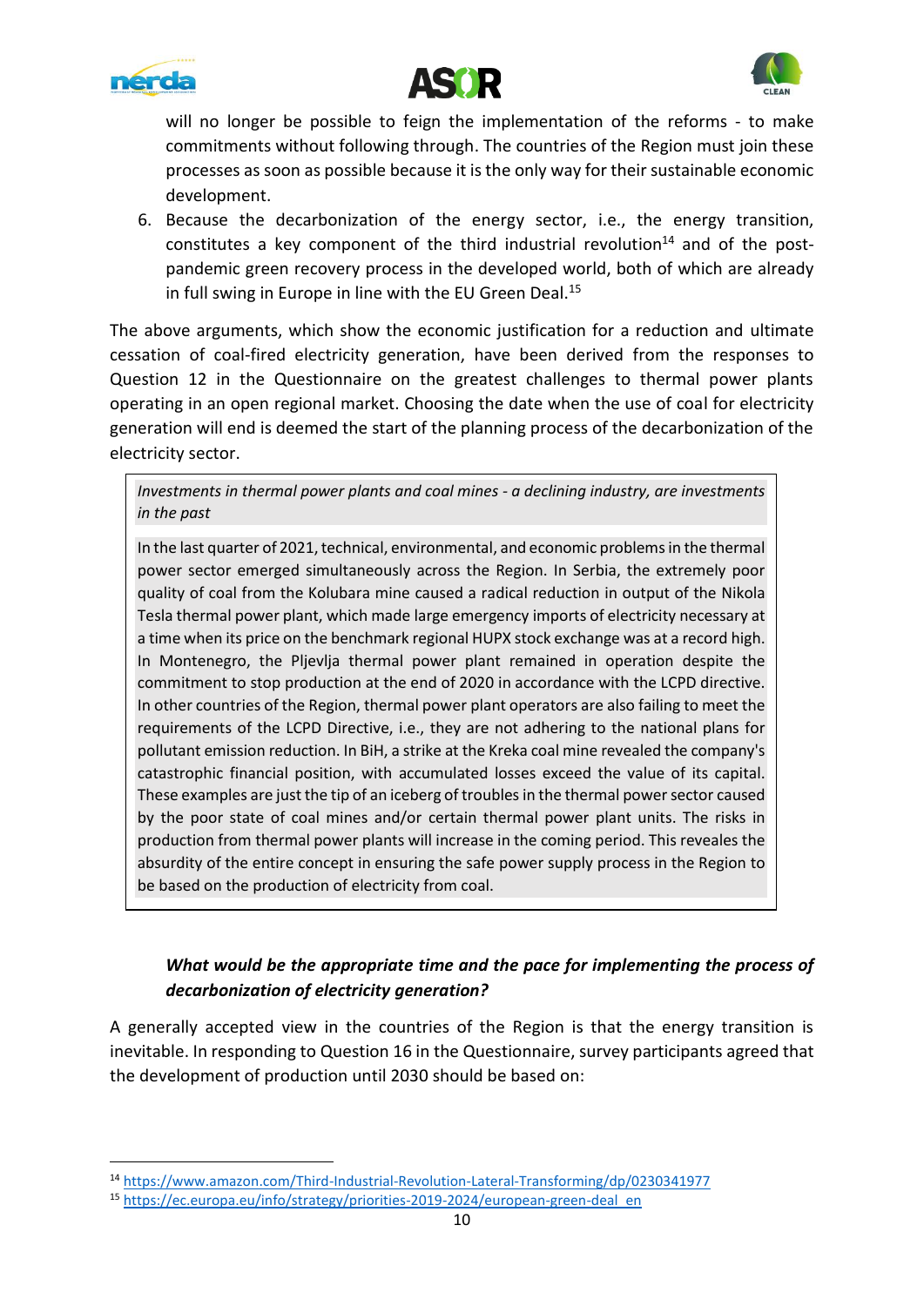will no longer be possible to feign the implementation of the reforms - to make commitments without following through. The countries of the Region must join these processes as soon as possible because it is the only way for their sustainable economic development.

6. Because the decarbonization of the energy sector, i.e., the energy transition, constitutes a key component of the third industrial revolution[14] and of the post-pandemic green recovery process in the developed world, both of which are already in full swing in Europe in line with the EU Green Deal.[15]

The above arguments, which show the economic justification for a reduction and ultimate cessation of coal-fired electricity generation, have been derived from the responses to Question 12 in the Questionnaire on the greatest challenges to thermal power plants operating in an open regional market. Choosing the date when the use of coal for electricity generation will end is deemed the start of the planning process of the decarbonization of the electricity sector.

> *Investments in thermal power plants and coal mines - a declining industry, are investments in the past*
>
> In the last quarter of 2021, technical, environmental, and economic problems in the thermal power sector emerged simultaneously across the Region. In Serbia, the extremely poor quality of coal from the Kolubara mine caused a radical reduction in output of the Nikola Tesla thermal power plant, which made large emergency imports of electricity necessary at a time when its price on the benchmark regional HUPX stock exchange was at a record high. In Montenegro, the Pljevlja thermal power plant remained in operation despite the commitment to stop production at the end of 2020 in accordance with the LCPD directive. In other countries of the Region, thermal power plant operators are also failing to meet the requirements of the LCPD Directive, i.e., they are not adhering to the national plans for pollutant emission reduction. In BiH, a strike at the Kreka coal mine revealed the company's catastrophic financial position, with accumulated losses exceed the value of its capital. These examples are just the tip of an iceberg of troubles in the thermal power sector caused by the poor state of coal mines and/or certain thermal power plant units. The risks in production from thermal power plants will increase in the coming period. This reveals the absurdity of the entire concept in ensuring the safe power supply process in the Region to be based on the production of electricity from coal.

***What would be the appropriate time and the pace for implementing the process of decarbonization of electricity generation?***

A generally accepted view in the countries of the Region is that the energy transition is inevitable. In responding to Question 16 in the Questionnaire, survey participants agreed that the development of production until 2030 should be based on:

[14] https://www.amazon.com/Third-Industrial-Revolution-Lateral-Transforming/dp/0230341977

[15] https://ec.europa.eu/info/strategy/priorities-2019-2024/european-green-deal_en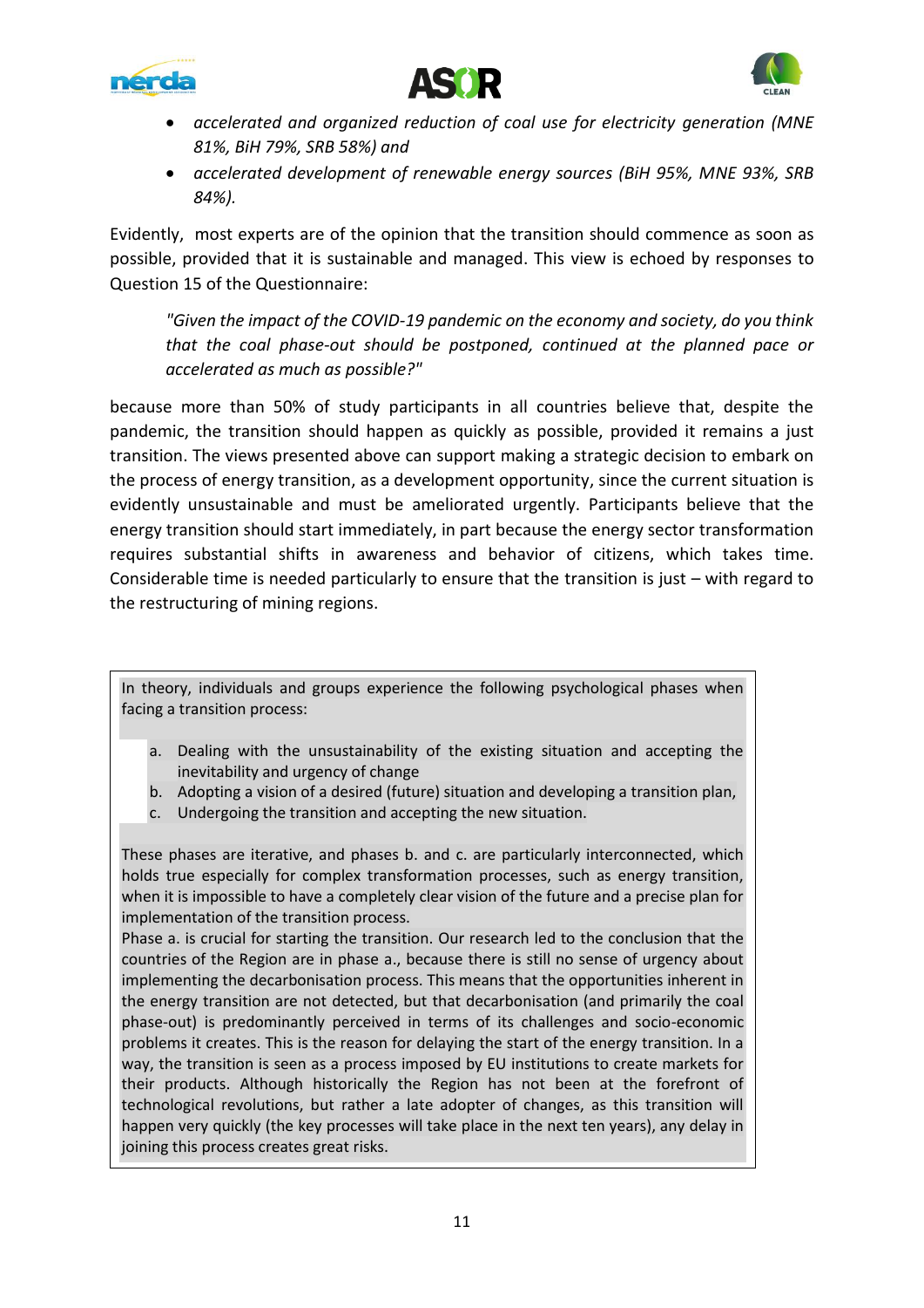- *accelerated and organized reduction of coal use for electricity generation (MNE 81%, BiH 79%, SRB 58%) and*
- *accelerated development of renewable energy sources (BiH 95%, MNE 93%, SRB 84%).*

Evidently, most experts are of the opinion that the transition should commence as soon as possible, provided that it is sustainable and managed. This view is echoed by responses to Question 15 of the Questionnaire:

> *"Given the impact of the COVID-19 pandemic on the economy and society, do you think that the coal phase-out should be postponed, continued at the planned pace or accelerated as much as possible?"*

because more than 50% of study participants in all countries believe that, despite the pandemic, the transition should happen as quickly as possible, provided it remains a just transition. The views presented above can support making a strategic decision to embark on the process of energy transition, as a development opportunity, since the current situation is evidently unsustainable and must be ameliorated urgently. Participants believe that the energy transition should start immediately, in part because the energy sector transformation requires substantial shifts in awareness and behavior of citizens, which takes time. Considerable time is needed particularly to ensure that the transition is just – with regard to the restructuring of mining regions.

> In theory, individuals and groups experience the following psychological phases when facing a transition process:
>
> a. Dealing with the unsustainability of the existing situation and accepting the inevitability and urgency of change
> b. Adopting a vision of a desired (future) situation and developing a transition plan,
> c. Undergoing the transition and accepting the new situation.
>
> These phases are iterative, and phases b. and c. are particularly interconnected, which holds true especially for complex transformation processes, such as energy transition, when it is impossible to have a completely clear vision of the future and a precise plan for implementation of the transition process.
> Phase a. is crucial for starting the transition. Our research led to the conclusion that the countries of the Region are in phase a., because there is still no sense of urgency about implementing the decarbonisation process. This means that the opportunities inherent in the energy transition are not detected, but that decarbonisation (and primarily the coal phase-out) is predominantly perceived in terms of its challenges and socio-economic problems it creates. This is the reason for delaying the start of the energy transition. In a way, the transition is seen as a process imposed by EU institutions to create markets for their products. Although historically the Region has not been at the forefront of technological revolutions, but rather a late adopter of changes, as this transition will happen very quickly (the key processes will take place in the next ten years), any delay in joining this process creates great risks.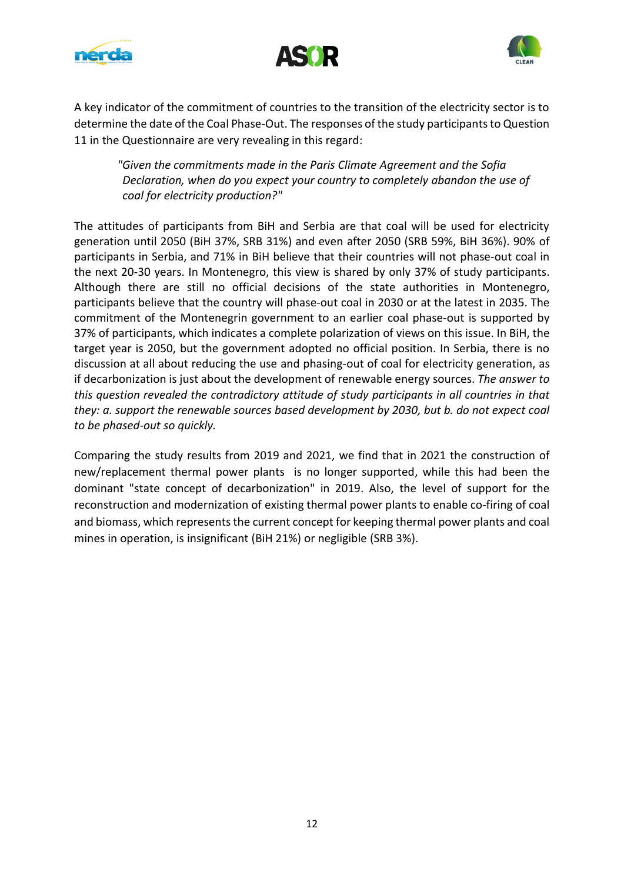A key indicator of the commitment of countries to the transition of the electricity sector is to determine the date of the Coal Phase-Out. The responses of the study participants to Question 11 in the Questionnaire are very revealing in this regard:

> *"Given the commitments made in the Paris Climate Agreement and the Sofia Declaration, when do you expect your country to completely abandon the use of coal for electricity production?"*

The attitudes of participants from BiH and Serbia are that coal will be used for electricity generation until 2050 (BiH 37%, SRB 31%) and even after 2050 (SRB 59%, BiH 36%). 90% of participants in Serbia, and 71% in BiH believe that their countries will not phase-out coal in the next 20-30 years. In Montenegro, this view is shared by only 37% of study participants. Although there are still no official decisions of the state authorities in Montenegro, participants believe that the country will phase-out coal in 2030 or at the latest in 2035. The commitment of the Montenegrin government to an earlier coal phase-out is supported by 37% of participants, which indicates a complete polarization of views on this issue. In BiH, the target year is 2050, but the government adopted no official position. In Serbia, there is no discussion at all about reducing the use and phasing-out of coal for electricity generation, as if decarbonization is just about the development of renewable energy sources. *The answer to this question revealed the contradictory attitude of study participants in all countries in that they: a. support the renewable sources based development by 2030, but b. do not expect coal to be phased-out so quickly.*

Comparing the study results from 2019 and 2021, we find that in 2021 the construction of new/replacement thermal power plants is no longer supported, while this had been the dominant "state concept of decarbonization" in 2019. Also, the level of support for the reconstruction and modernization of existing thermal power plants to enable co-firing of coal and biomass, which represents the current concept for keeping thermal power plants and coal mines in operation, is insignificant (BiH 21%) or negligible (SRB 3%).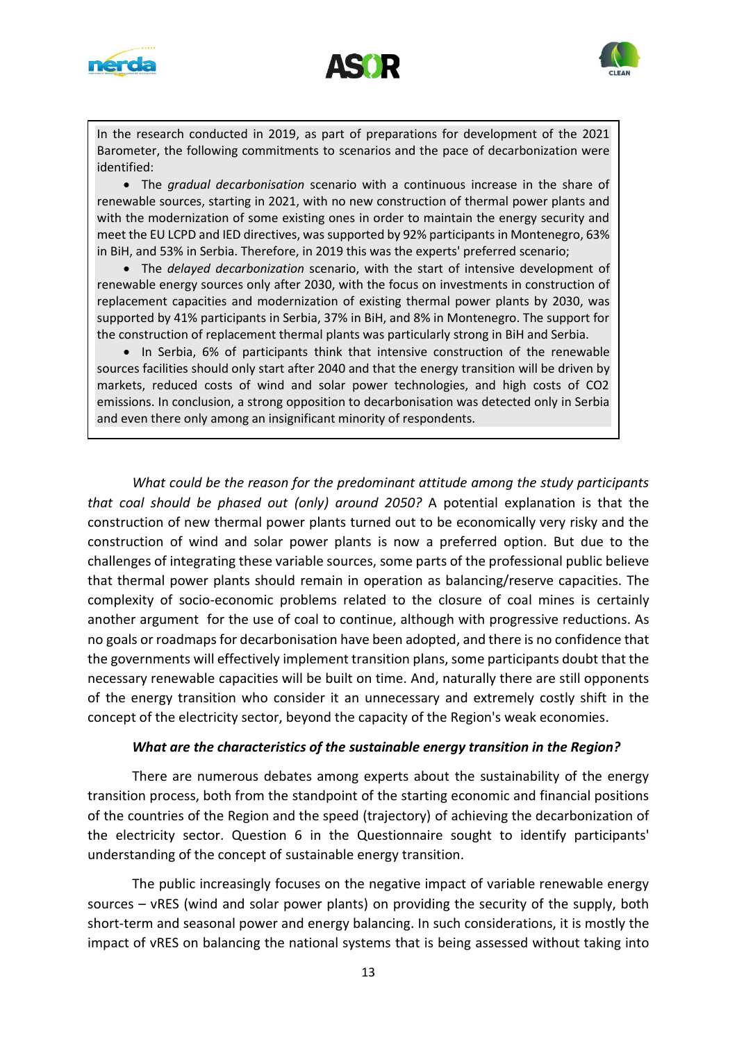In the research conducted in 2019, as part of preparations for development of the 2021 Barometer, the following commitments to scenarios and the pace of decarbonization were identified:

- The *gradual decarbonisation* scenario with a continuous increase in the share of renewable sources, starting in 2021, with no new construction of thermal power plants and with the modernization of some existing ones in order to maintain the energy security and meet the EU LCPD and IED directives, was supported by 92% participants in Montenegro, 63% in BiH, and 53% in Serbia. Therefore, in 2019 this was the experts' preferred scenario;
- The *delayed decarbonization* scenario, with the start of intensive development of renewable energy sources only after 2030, with the focus on investments in construction of replacement capacities and modernization of existing thermal power plants by 2030, was supported by 41% participants in Serbia, 37% in BiH, and 8% in Montenegro. The support for the construction of replacement thermal plants was particularly strong in BiH and Serbia.
- In Serbia, 6% of participants think that intensive construction of the renewable sources facilities should only start after 2040 and that the energy transition will be driven by markets, reduced costs of wind and solar power technologies, and high costs of $CO_2$ emissions. In conclusion, a strong opposition to decarbonisation was detected only in Serbia and even there only among an insignificant minority of respondents.

*What could be the reason for the predominant attitude among the study participants that coal should be phased out (only) around 2050?* A potential explanation is that the construction of new thermal power plants turned out to be economically very risky and the construction of wind and solar power plants is now a preferred option. But due to the challenges of integrating these variable sources, some parts of the professional public believe that thermal power plants should remain in operation as balancing/reserve capacities. The complexity of socio-economic problems related to the closure of coal mines is certainly another argument for the use of coal to continue, although with progressive reductions. As no goals or roadmaps for decarbonisation have been adopted, and there is no confidence that the governments will effectively implement transition plans, some participants doubt that the necessary renewable capacities will be built on time. And, naturally there are still opponents of the energy transition who consider it an unnecessary and extremely costly shift in the concept of the electricity sector, beyond the capacity of the Region's weak economies.

***What are the characteristics of the sustainable energy transition in the Region?***

There are numerous debates among experts about the sustainability of the energy transition process, both from the standpoint of the starting economic and financial positions of the countries of the Region and the speed (trajectory) of achieving the decarbonization of the electricity sector. Question 6 in the Questionnaire sought to identify participants' understanding of the concept of sustainable energy transition.

The public increasingly focuses on the negative impact of variable renewable energy sources – vRES (wind and solar power plants) on providing the security of the supply, both short-term and seasonal power and energy balancing. In such considerations, it is mostly the impact of vRES on balancing the national systems that is being assessed without taking into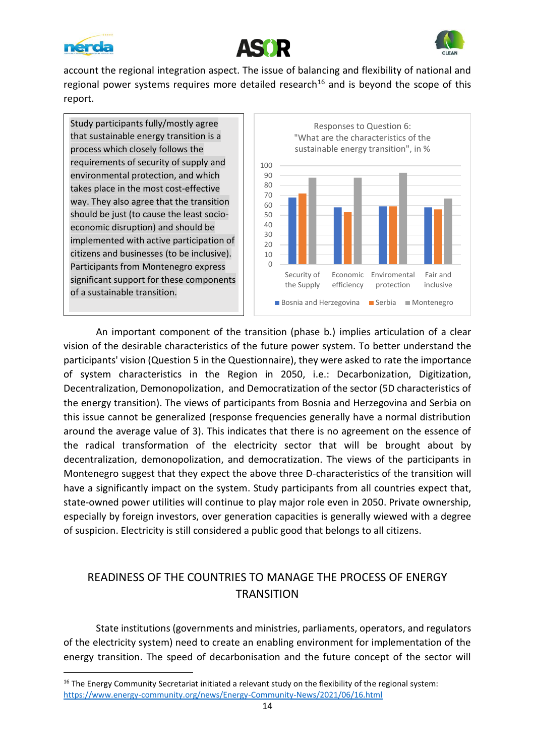account the regional integration aspect. The issue of balancing and flexibility of national and regional power systems requires more detailed research[16] and is beyond the scope of this report.

> Study participants fully/mostly agree that sustainable energy transition is a process which closely follows the requirements of security of supply and environmental protection, and which takes place in the most cost-effective way. They also agree that the transition should be just (to cause the least socio-economic disruption) and should be implemented with active participation of citizens and businesses (to be inclusive). Participants from Montenegro express significant support for these components of a sustainable transition.

Responses to Question 6: "What are the characteristics of the sustainable energy transition", in %

| | Bosnia and Herzegovina | Serbia | Montenegro |
|---|---|---|---|
| Security of the Supply | 68 | 72 | 88 |
| Economic efficiency | 58 | 53 | 88 |
| Enviromental protection | 59 | 59 | 93 |
| Fair and inclusive | 58 | 56 | 67 |

An important component of the transition (phase b.) implies articulation of a clear vision of the desirable characteristics of the future power system. To better understand the participants' vision (Question 5 in the Questionnaire), they were asked to rate the importance of system characteristics in the Region in 2050, i.e.: Decarbonization, Digitization, Decentralization, Demonopolization, and Democratization of the sector (5D characteristics of the energy transition). The views of participants from Bosnia and Herzegovina and Serbia on this issue cannot be generalized (response frequencies generally have a normal distribution around the average value of 3). This indicates that there is no agreement on the essence of the radical transformation of the electricity sector that will be brought about by decentralization, demonopolization, and democratization. The views of the participants in Montenegro suggest that they expect the above three D-characteristics of the transition will have a significantly impact on the system. Study participants from all countries expect that, state-owned power utilities will continue to play major role even in 2050. Private ownership, especially by foreign investors, over generation capacities is generally wiewed with a degree of suspicion. Electricity is still considered a public good that belongs to all citizens.

## READINESS OF THE COUNTRIES TO MANAGE THE PROCESS OF ENERGY TRANSITION

State institutions (governments and ministries, parliaments, operators, and regulators of the electricity system) need to create an enabling environment for implementation of the energy transition. The speed of decarbonisation and the future concept of the sector will

[16] The Energy Community Secretariat initiated a relevant study on the flexibility of the regional system: https://www.energy-community.org/news/Energy-Community-News/2021/06/16.html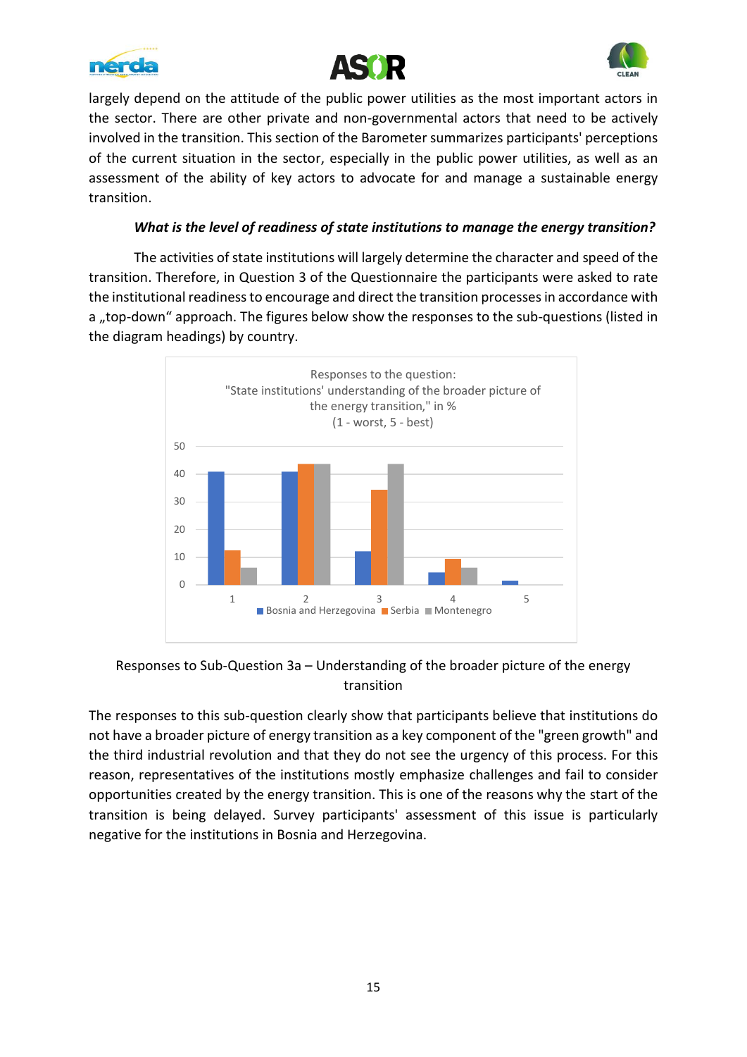largely depend on the attitude of the public power utilities as the most important actors in the sector. There are other private and non-governmental actors that need to be actively involved in the transition. This section of the Barometer summarizes participants' perceptions of the current situation in the sector, especially in the public power utilities, as well as an assessment of the ability of key actors to advocate for and manage a sustainable energy transition.

***What is the level of readiness of state institutions to manage the energy transition?***

The activities of state institutions will largely determine the character and speed of the transition. Therefore, in Question 3 of the Questionnaire the participants were asked to rate the institutional readiness to encourage and direct the transition processes in accordance with a „top-down" approach. The figures below show the responses to the sub-questions (listed in the diagram headings) by country.

Responses to the question:
"State institutions' understanding of the broader picture of the energy transition," in %
(1 - worst, 5 - best)

Responses to Sub-Question 3a – Understanding of the broader picture of the energy transition

The responses to this sub-question clearly show that participants believe that institutions do not have a broader picture of energy transition as a key component of the "green growth" and the third industrial revolution and that they do not see the urgency of this process. For this reason, representatives of the institutions mostly emphasize challenges and fail to consider opportunities created by the energy transition. This is one of the reasons why the start of the transition is being delayed. Survey participants' assessment of this issue is particularly negative for the institutions in Bosnia and Herzegovina.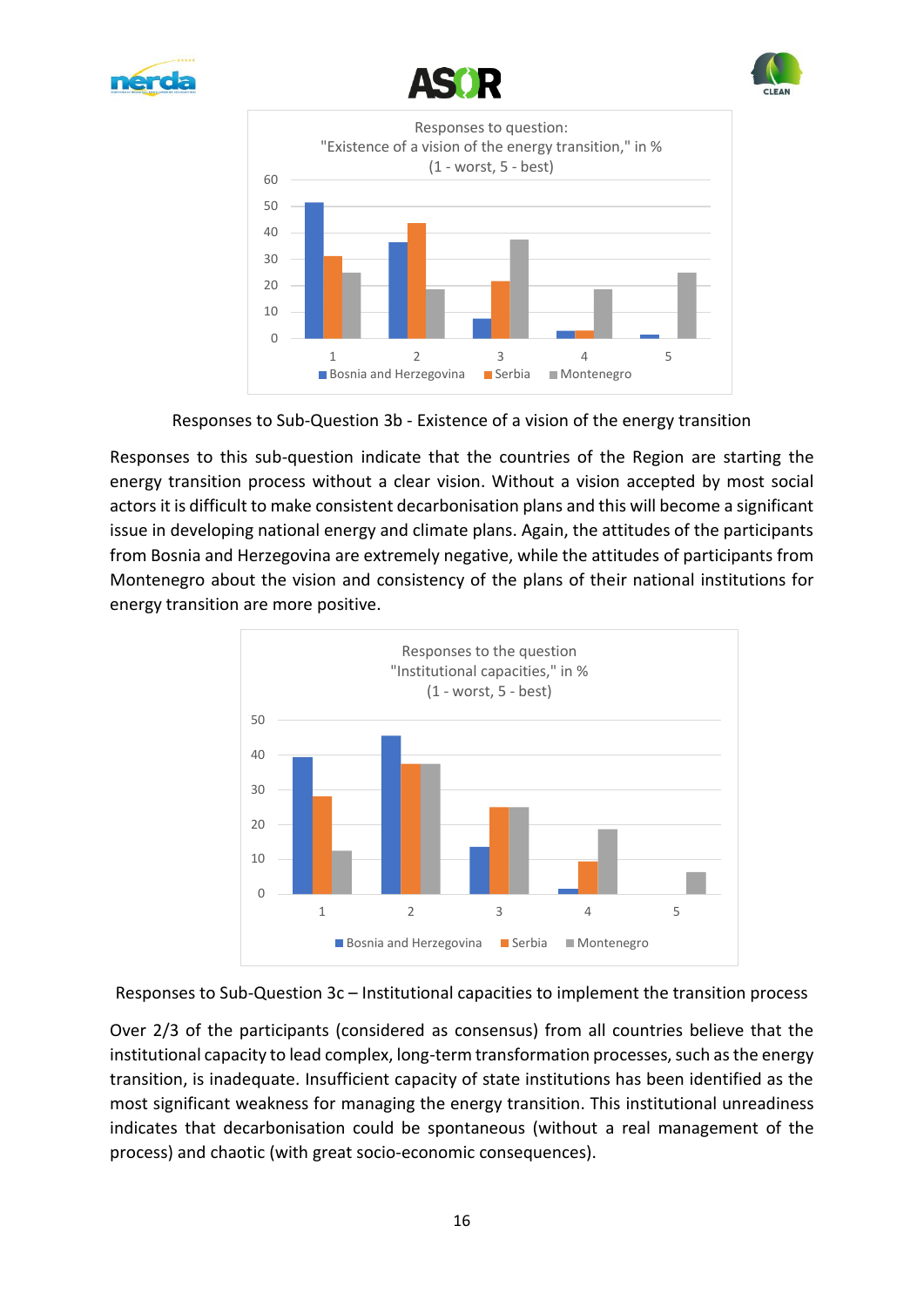Responses to Sub-Question 3b - Existence of a vision of the energy transition

Responses to this sub-question indicate that the countries of the Region are starting the energy transition process without a clear vision. Without a vision accepted by most social actors it is difficult to make consistent decarbonisation plans and this will become a significant issue in developing national energy and climate plans. Again, the attitudes of the participants from Bosnia and Herzegovina are extremely negative, while the attitudes of participants from Montenegro about the vision and consistency of the plans of their national institutions for energy transition are more positive.

Responses to Sub-Question 3c – Institutional capacities to implement the transition process

Over 2/3 of the participants (considered as consensus) from all countries believe that the institutional capacity to lead complex, long-term transformation processes, such as the energy transition, is inadequate. Insufficient capacity of state institutions has been identified as the most significant weakness for managing the energy transition. This institutional unreadiness indicates that decarbonisation could be spontaneous (without a real management of the process) and chaotic (with great socio-economic consequences).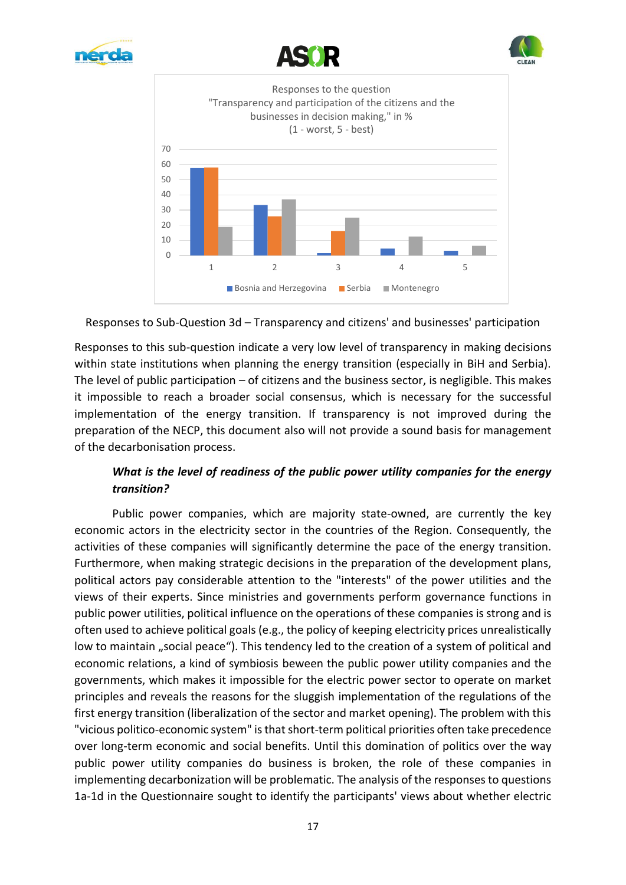Responses to the question "Transparency and participation of the citizens and the businesses in decision making," in % (1 - worst, 5 - best)

Responses to Sub-Question 3d – Transparency and citizens' and businesses' participation

Responses to this sub-question indicate a very low level of transparency in making decisions within state institutions when planning the energy transition (especially in BiH and Serbia). The level of public participation – of citizens and the business sector, is negligible. This makes it impossible to reach a broader social consensus, which is necessary for the successful implementation of the energy transition. If transparency is not improved during the preparation of the NECP, this document also will not provide a sound basis for management of the decarbonisation process.

***What is the level of readiness of the public power utility companies for the energy transition?***

Public power companies, which are majority state-owned, are currently the key economic actors in the electricity sector in the countries of the Region. Consequently, the activities of these companies will significantly determine the pace of the energy transition. Furthermore, when making strategic decisions in the preparation of the development plans, political actors pay considerable attention to the "interests" of the power utilities and the views of their experts. Since ministries and governments perform governance functions in public power utilities, political influence on the operations of these companies is strong and is often used to achieve political goals (e.g., the policy of keeping electricity prices unrealistically low to maintain „social peace"). This tendency led to the creation of a system of political and economic relations, a kind of symbiosis beween the public power utility companies and the governments, which makes it impossible for the electric power sector to operate on market principles and reveals the reasons for the sluggish implementation of the regulations of the first energy transition (liberalization of the sector and market opening). The problem with this "vicious politico-economic system" is that short-term political priorities often take precedence over long-term economic and social benefits. Until this domination of politics over the way public power utility companies do business is broken, the role of these companies in implementing decarbonization will be problematic. The analysis of the responses to questions 1a-1d in the Questionnaire sought to identify the participants' views about whether electric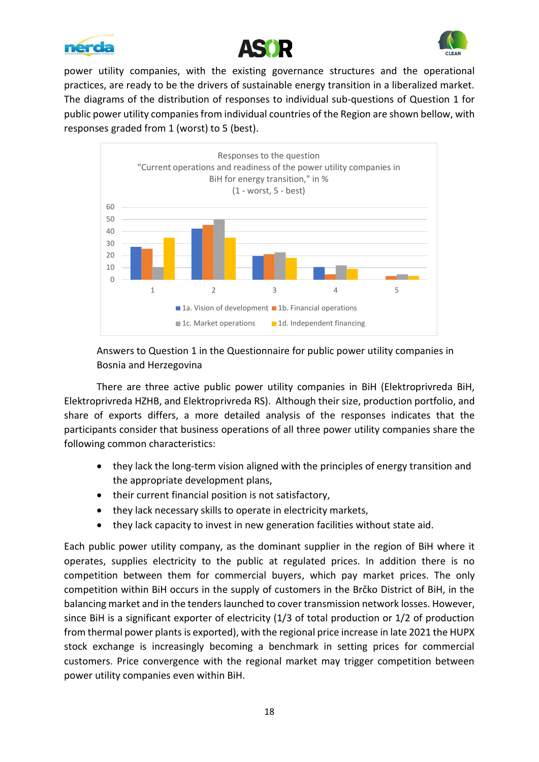power utility companies, with the existing governance structures and the operational practices, are ready to be the drivers of sustainable energy transition in a liberalized market. The diagrams of the distribution of responses to individual sub-questions of Question 1 for public power utility companies from individual countries of the Region are shown bellow, with responses graded from 1 (worst) to 5 (best).

Answers to Question 1 in the Questionnaire for public power utility companies in Bosnia and Herzegovina

There are three active public power utility companies in BiH (Elektroprivreda BiH, Elektroprivreda HZHB, and Elektroprivreda RS). Although their size, production portfolio, and share of exports differs, a more detailed analysis of the responses indicates that the participants consider that business operations of all three power utility companies share the following common characteristics:

- they lack the long-term vision aligned with the principles of energy transition and the appropriate development plans,
- their current financial position is not satisfactory,
- they lack necessary skills to operate in electricity markets,
- they lack capacity to invest in new generation facilities without state aid.

Each public power utility company, as the dominant supplier in the region of BiH where it operates, supplies electricity to the public at regulated prices. In addition there is no competition between them for commercial buyers, which pay market prices. The only competition within BiH occurs in the supply of customers in the Brčko District of BiH, in the balancing market and in the tenders launched to cover transmission network losses. However, since BiH is a significant exporter of electricity (1/3 of total production or 1/2 of production from thermal power plants is exported), with the regional price increase in late 2021 the HUPX stock exchange is increasingly becoming a benchmark in setting prices for commercial customers. Price convergence with the regional market may trigger competition between power utility companies even within BiH.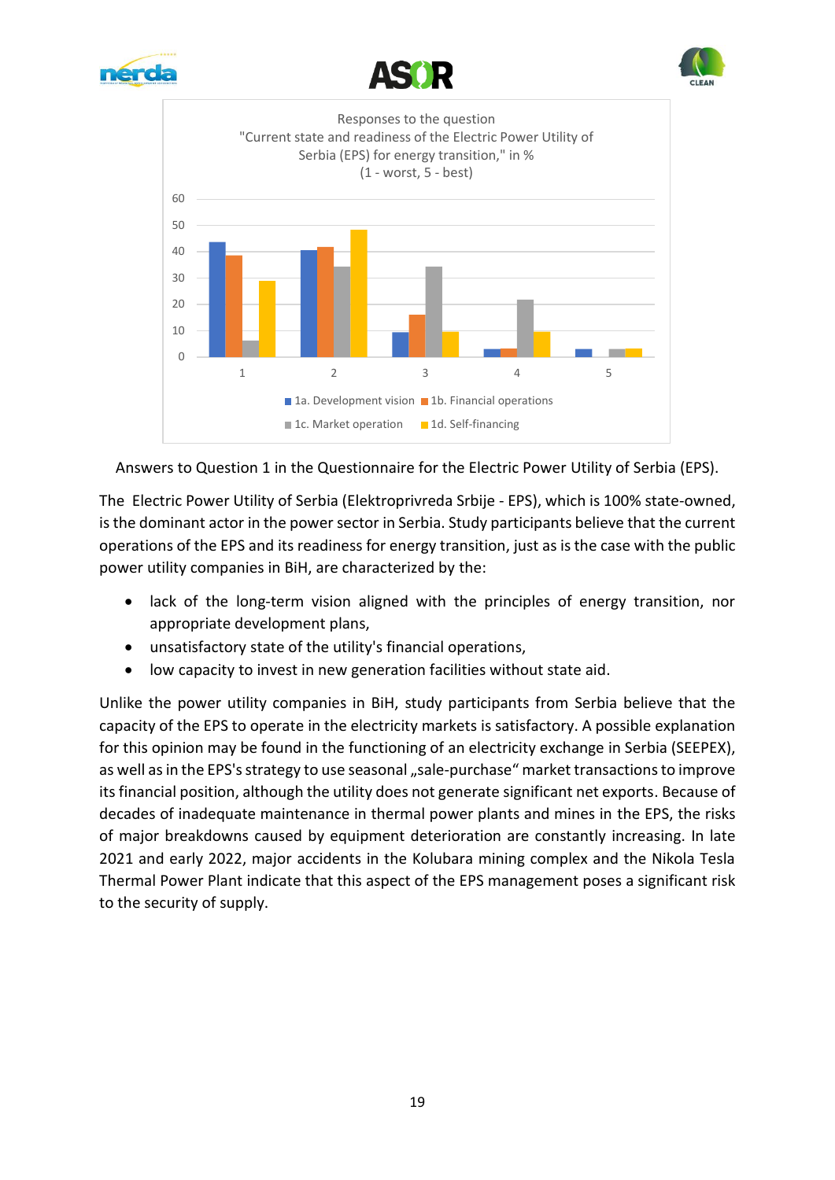Answers to Question 1 in the Questionnaire for the Electric Power Utility of Serbia (EPS).

The Electric Power Utility of Serbia (Elektroprivreda Srbije - EPS), which is 100% state-owned, is the dominant actor in the power sector in Serbia. Study participants believe that the current operations of the EPS and its readiness for energy transition, just as is the case with the public power utility companies in BiH, are characterized by the:

- lack of the long-term vision aligned with the principles of energy transition, nor appropriate development plans,
- unsatisfactory state of the utility's financial operations,
- low capacity to invest in new generation facilities without state aid.

Unlike the power utility companies in BiH, study participants from Serbia believe that the capacity of the EPS to operate in the electricity markets is satisfactory. A possible explanation for this opinion may be found in the functioning of an electricity exchange in Serbia (SEEPEX), as well as in the EPS's strategy to use seasonal „sale-purchase“ market transactions to improve its financial position, although the utility does not generate significant net exports. Because of decades of inadequate maintenance in thermal power plants and mines in the EPS, the risks of major breakdowns caused by equipment deterioration are constantly increasing. In late 2021 and early 2022, major accidents in the Kolubara mining complex and the Nikola Tesla Thermal Power Plant indicate that this aspect of the EPS management poses a significant risk to the security of supply.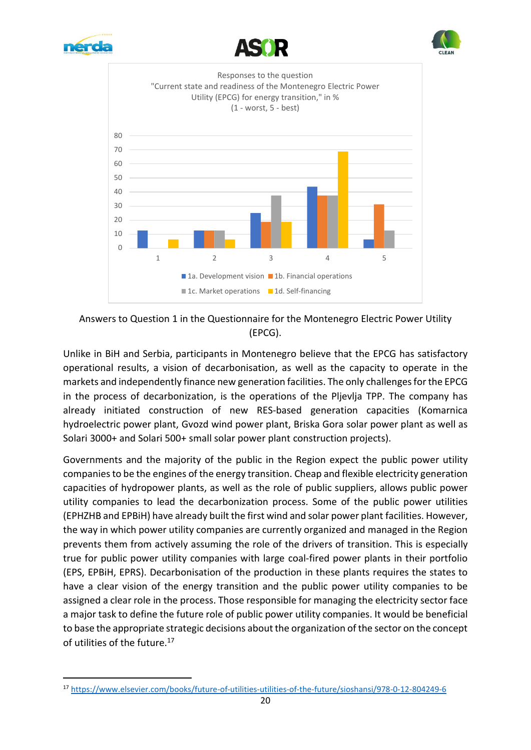Responses to the question "Current state and readiness of the Montenegro Electric Power Utility (EPCG) for energy transition," in % (1 - worst, 5 - best)

| | 1a. Development vision | 1b. Financial operations | 1c. Market operations | 1d. Self-financing |
|---|---|---|---|---|
| 1 | 12.5 | | | 6 |
| 2 | 12.5 | 12.5 | 12.5 | 6 |
| 3 | 25 | 19 | 37.5 | 19 |
| 4 | 44 | 37.5 | 37.5 | 69 |
| 5 | 6 | 31 | 12.5 | |

Answers to Question 1 in the Questionnaire for the Montenegro Electric Power Utility (EPCG).

Unlike in BiH and Serbia, participants in Montenegro believe that the EPCG has satisfactory operational results, a vision of decarbonisation, as well as the capacity to operate in the markets and independently finance new generation facilities. The only challenges for the EPCG in the process of decarbonization, is the operations of the Pljevlja TPP. The company has already initiated construction of new RES-based generation capacities (Komarnica hydroelectric power plant, Gvozd wind power plant, Briska Gora solar power plant as well as Solari 3000+ and Solari 500+ small solar power plant construction projects).

Governments and the majority of the public in the Region expect the public power utility companies to be the engines of the energy transition. Cheap and flexible electricity generation capacities of hydropower plants, as well as the role of public suppliers, allows public power utility companies to lead the decarbonization process. Some of the public power utilities (EPHZHB and EPBiH) have already built the first wind and solar power plant facilities. However, the way in which power utility companies are currently organized and managed in the Region prevents them from actively assuming the role of the drivers of transition. This is especially true for public power utility companies with large coal-fired power plants in their portfolio (EPS, EPBiH, EPRS). Decarbonisation of the production in these plants requires the states to have a clear vision of the energy transition and the public power utility companies to be assigned a clear role in the process. Those responsible for managing the electricity sector face a major task to define the future role of public power utility companies. It would be beneficial to base the appropriate strategic decisions about the organization of the sector on the concept of utilities of the future.[17]

[17] https://www.elsevier.com/books/future-of-utilities-utilities-of-the-future/sioshansi/978-0-12-804249-6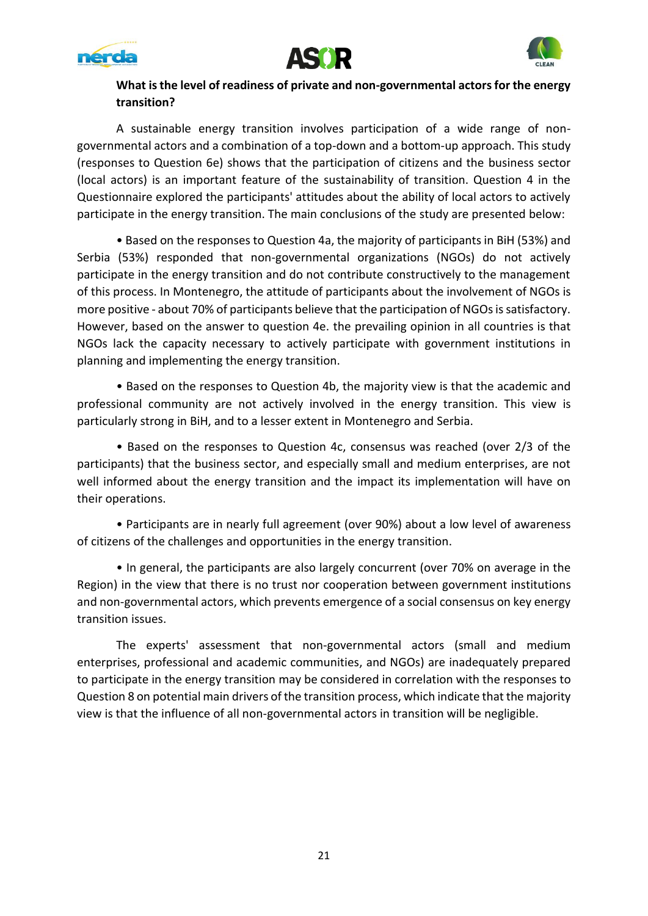**What is the level of readiness of private and non-governmental actors for the energy transition?**

A sustainable energy transition involves participation of a wide range of non-governmental actors and a combination of a top-down and a bottom-up approach. This study (responses to Question 6e) shows that the participation of citizens and the business sector (local actors) is an important feature of the sustainability of transition. Question 4 in the Questionnaire explored the participants' attitudes about the ability of local actors to actively participate in the energy transition. The main conclusions of the study are presented below:

- Based on the responses to Question 4a, the majority of participants in BiH (53%) and Serbia (53%) responded that non-governmental organizations (NGOs) do not actively participate in the energy transition and do not contribute constructively to the management of this process. In Montenegro, the attitude of participants about the involvement of NGOs is more positive - about 70% of participants believe that the participation of NGOs is satisfactory. However, based on the answer to question 4e. the prevailing opinion in all countries is that NGOs lack the capacity necessary to actively participate with government institutions in planning and implementing the energy transition.

- Based on the responses to Question 4b, the majority view is that the academic and professional community are not actively involved in the energy transition. This view is particularly strong in BiH, and to a lesser extent in Montenegro and Serbia.

- Based on the responses to Question 4c, consensus was reached (over 2/3 of the participants) that the business sector, and especially small and medium enterprises, are not well informed about the energy transition and the impact its implementation will have on their operations.

- Participants are in nearly full agreement (over 90%) about a low level of awareness of citizens of the challenges and opportunities in the energy transition.

- In general, the participants are also largely concurrent (over 70% on average in the Region) in the view that there is no trust nor cooperation between government institutions and non-governmental actors, which prevents emergence of a social consensus on key energy transition issues.

The experts' assessment that non-governmental actors (small and medium enterprises, professional and academic communities, and NGOs) are inadequately prepared to participate in the energy transition may be considered in correlation with the responses to Question 8 on potential main drivers of the transition process, which indicate that the majority view is that the influence of all non-governmental actors in transition will be negligible.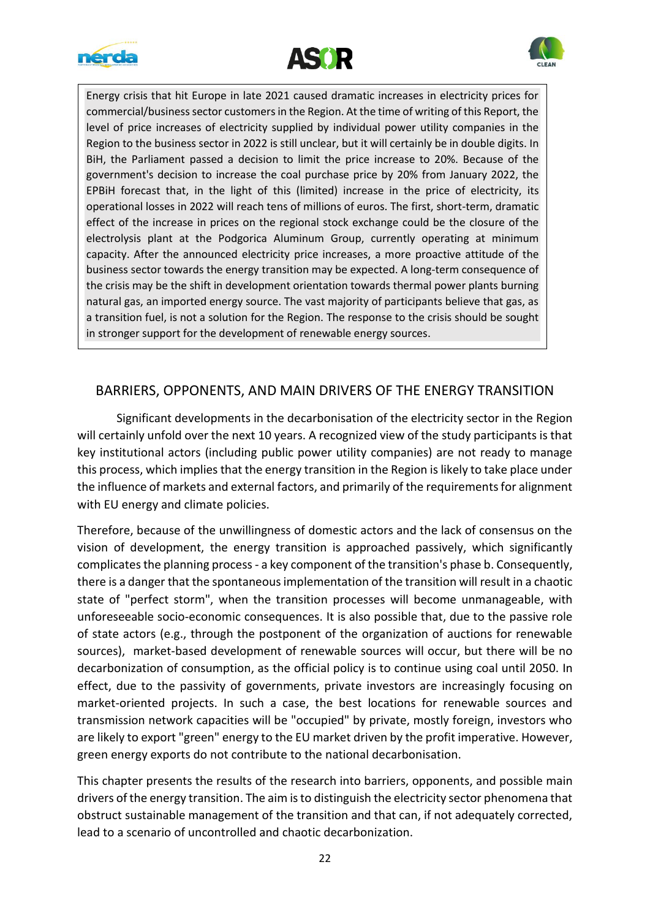> Energy crisis that hit Europe in late 2021 caused dramatic increases in electricity prices for commercial/business sector customers in the Region. At the time of writing of this Report, the level of price increases of electricity supplied by individual power utility companies in the Region to the business sector in 2022 is still unclear, but it will certainly be in double digits. In BiH, the Parliament passed a decision to limit the price increase to 20%. Because of the government's decision to increase the coal purchase price by 20% from January 2022, the EPBiH forecast that, in the light of this (limited) increase in the price of electricity, its operational losses in 2022 will reach tens of millions of euros. The first, short-term, dramatic effect of the increase in prices on the regional stock exchange could be the closure of the electrolysis plant at the Podgorica Aluminum Group, currently operating at minimum capacity. After the announced electricity price increases, a more proactive attitude of the business sector towards the energy transition may be expected. A long-term consequence of the crisis may be the shift in development orientation towards thermal power plants burning natural gas, an imported energy source. The vast majority of participants believe that gas, as a transition fuel, is not a solution for the Region. The response to the crisis should be sought in stronger support for the development of renewable energy sources.

## BARRIERS, OPPONENTS, AND MAIN DRIVERS OF THE ENERGY TRANSITION

Significant developments in the decarbonisation of the electricity sector in the Region will certainly unfold over the next 10 years. A recognized view of the study participants is that key institutional actors (including public power utility companies) are not ready to manage this process, which implies that the energy transition in the Region is likely to take place under the influence of markets and external factors, and primarily of the requirements for alignment with EU energy and climate policies.

Therefore, because of the unwillingness of domestic actors and the lack of consensus on the vision of development, the energy transition is approached passively, which significantly complicates the planning process - a key component of the transition's phase b. Consequently, there is a danger that the spontaneous implementation of the transition will result in a chaotic state of "perfect storm", when the transition processes will become unmanageable, with unforeseeable socio-economic consequences. It is also possible that, due to the passive role of state actors (e.g., through the postponent of the organization of auctions for renewable sources), market-based development of renewable sources will occur, but there will be no decarbonization of consumption, as the official policy is to continue using coal until 2050. In effect, due to the passivity of governments, private investors are increasingly focusing on market-oriented projects. In such a case, the best locations for renewable sources and transmission network capacities will be "occupied" by private, mostly foreign, investors who are likely to export "green" energy to the EU market driven by the profit imperative. However, green energy exports do not contribute to the national decarbonisation.

This chapter presents the results of the research into barriers, opponents, and possible main drivers of the energy transition. The aim is to distinguish the electricity sector phenomena that obstruct sustainable management of the transition and that can, if not adequately corrected, lead to a scenario of uncontrolled and chaotic decarbonization.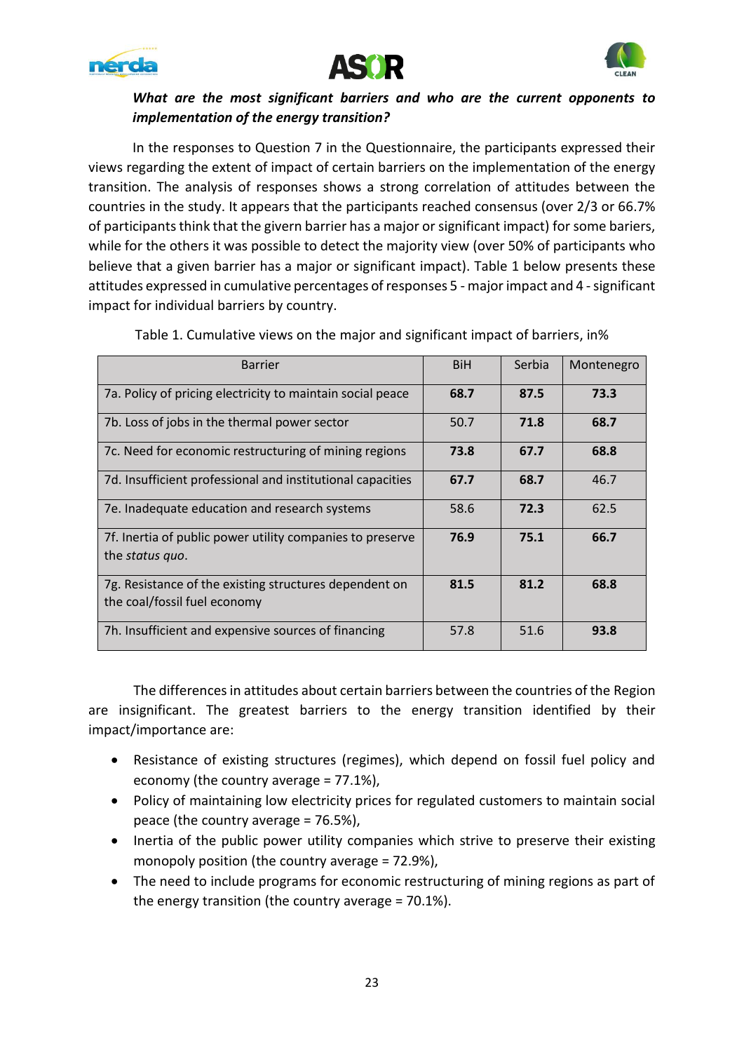***What are the most significant barriers and who are the current opponents to implementation of the energy transition?***

In the responses to Question 7 in the Questionnaire, the participants expressed their views regarding the extent of impact of certain barriers on the implementation of the energy transition. The analysis of responses shows a strong correlation of attitudes between the countries in the study. It appears that the participants reached consensus (over 2/3 or 66.7% of participants think that the givern barrier has a major or significant impact) for some bariers, while for the others it was possible to detect the majority view (over 50% of participants who believe that a given barrier has a major or significant impact). Table 1 below presents these attitudes expressed in cumulative percentages of responses 5 - major impact and 4 - significant impact for individual barriers by country.

Table 1. Cumulative views on the major and significant impact of barriers, in%

| Barrier | BiH | Serbia | Montenegro |
|---|---|---|---|
| 7a. Policy of pricing electricity to maintain social peace | **68.7** | **87.5** | **73.3** |
| 7b. Loss of jobs in the thermal power sector | 50.7 | **71.8** | **68.7** |
| 7c. Need for economic restructuring of mining regions | **73.8** | **67.7** | **68.8** |
| 7d. Insufficient professional and institutional capacities | **67.7** | **68.7** | 46.7 |
| 7e. Inadequate education and research systems | 58.6 | **72.3** | 62.5 |
| 7f. Inertia of public power utility companies to preserve the *status quo*. | **76.9** | **75.1** | **66.7** |
| 7g. Resistance of the existing structures dependent on the coal/fossil fuel economy | **81.5** | **81.2** | **68.8** |
| 7h. Insufficient and expensive sources of financing | 57.8 | 51.6 | **93.8** |

The differences in attitudes about certain barriers between the countries of the Region are insignificant. The greatest barriers to the energy transition identified by their impact/importance are:

- Resistance of existing structures (regimes), which depend on fossil fuel policy and economy (the country average = 77.1%),
- Policy of maintaining low electricity prices for regulated customers to maintain social peace (the country average = 76.5%),
- Inertia of the public power utility companies which strive to preserve their existing monopoly position (the country average = 72.9%),
- The need to include programs for economic restructuring of mining regions as part of the energy transition (the country average = 70.1%).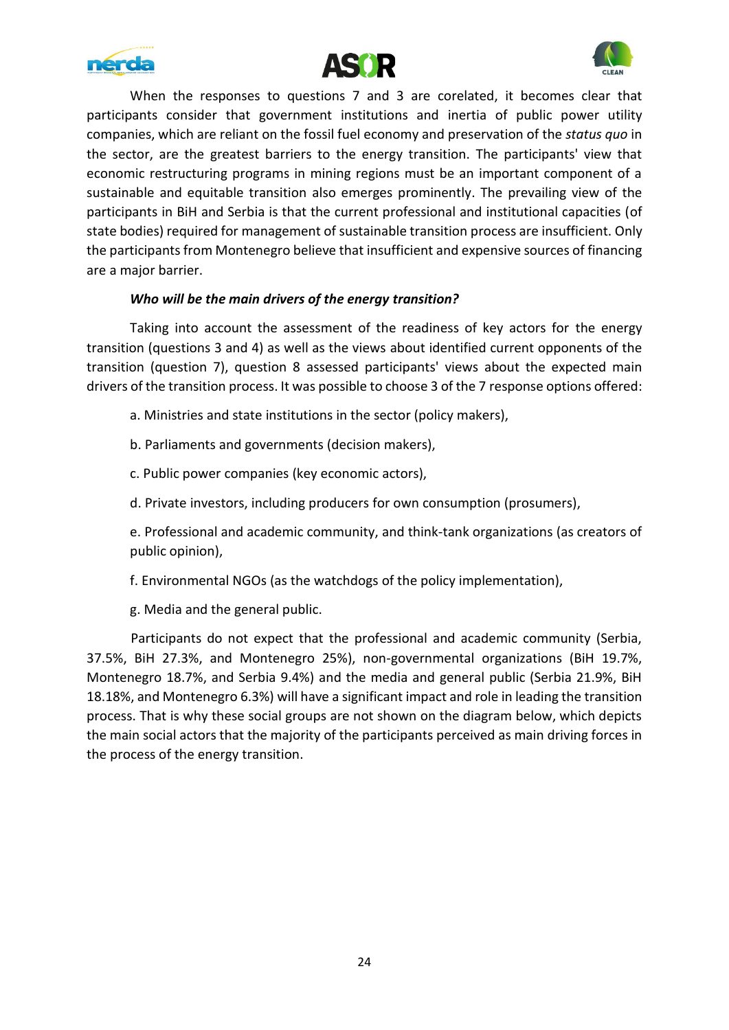When the responses to questions 7 and 3 are corelated, it becomes clear that participants consider that government institutions and inertia of public power utility companies, which are reliant on the fossil fuel economy and preservation of the *status quo* in the sector, are the greatest barriers to the energy transition. The participants' view that economic restructuring programs in mining regions must be an important component of a sustainable and equitable transition also emerges prominently. The prevailing view of the participants in BiH and Serbia is that the current professional and institutional capacities (of state bodies) required for management of sustainable transition process are insufficient. Only the participants from Montenegro believe that insufficient and expensive sources of financing are a major barrier.

***Who will be the main drivers of the energy transition?***

Taking into account the assessment of the readiness of key actors for the energy transition (questions 3 and 4) as well as the views about identified current opponents of the transition (question 7), question 8 assessed participants' views about the expected main drivers of the transition process. It was possible to choose 3 of the 7 response options offered:

a. Ministries and state institutions in the sector (policy makers),

b. Parliaments and governments (decision makers),

c. Public power companies (key economic actors),

d. Private investors, including producers for own consumption (prosumers),

e. Professional and academic community, and think-tank organizations (as creators of public opinion),

f. Environmental NGOs (as the watchdogs of the policy implementation),

g. Media and the general public.

Participants do not expect that the professional and academic community (Serbia, 37.5%, BiH 27.3%, and Montenegro 25%), non-governmental organizations (BiH 19.7%, Montenegro 18.7%, and Serbia 9.4%) and the media and general public (Serbia 21.9%, BiH 18.18%, and Montenegro 6.3%) will have a significant impact and role in leading the transition process. That is why these social groups are not shown on the diagram below, which depicts the main social actors that the majority of the participants perceived as main driving forces in the process of the energy transition.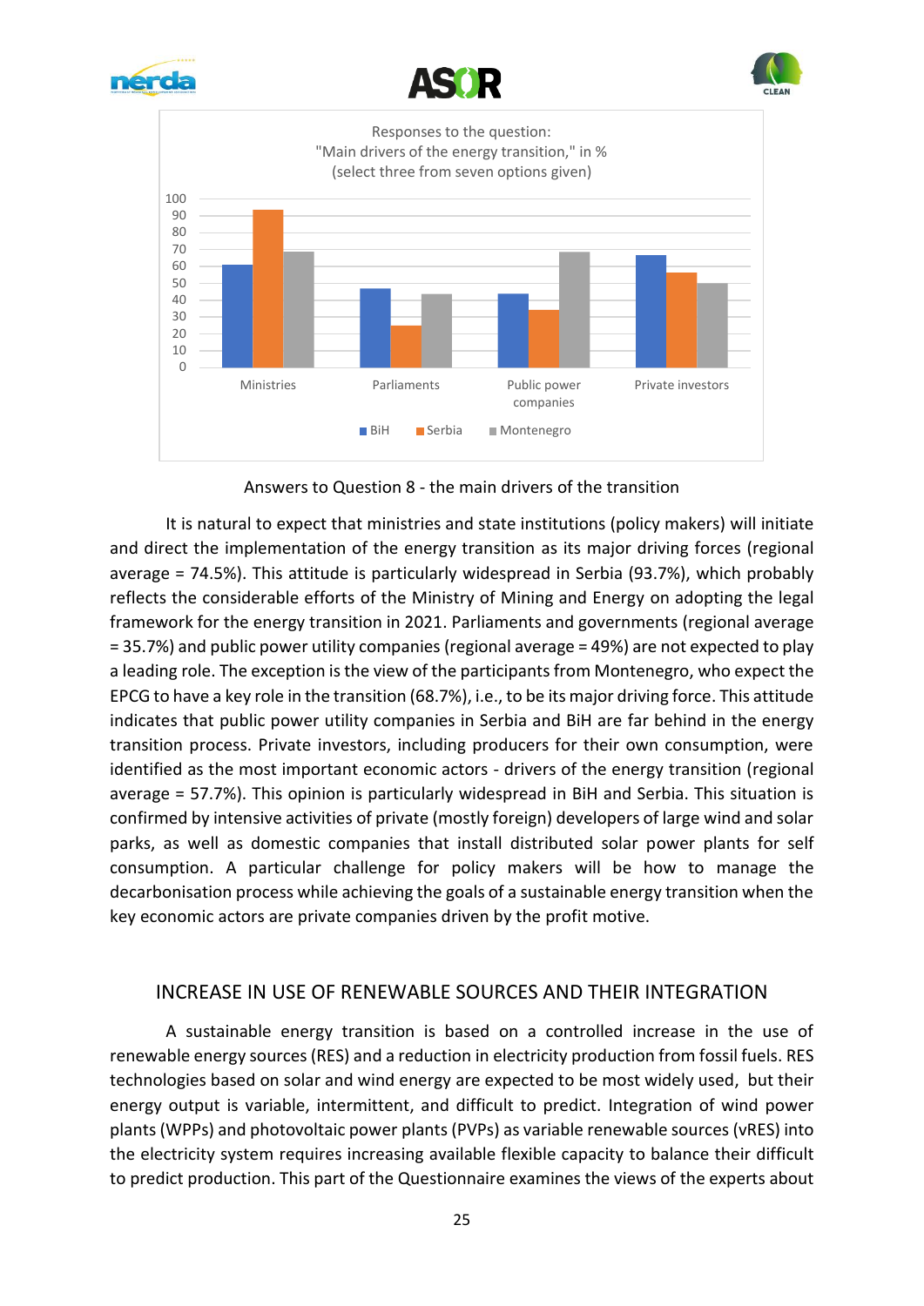Responses to the question:
"Main drivers of the energy transition," in %
(select three from seven options given)

Answers to Question 8 - the main drivers of the transition

It is natural to expect that ministries and state institutions (policy makers) will initiate and direct the implementation of the energy transition as its major driving forces (regional average = 74.5%). This attitude is particularly widespread in Serbia (93.7%), which probably reflects the considerable efforts of the Ministry of Mining and Energy on adopting the legal framework for the energy transition in 2021. Parliaments and governments (regional average = 35.7%) and public power utility companies (regional average = 49%) are not expected to play a leading role. The exception is the view of the participants from Montenegro, who expect the EPCG to have a key role in the transition (68.7%), i.e., to be its major driving force. This attitude indicates that public power utility companies in Serbia and BiH are far behind in the energy transition process. Private investors, including producers for their own consumption, were identified as the most important economic actors - drivers of the energy transition (regional average = 57.7%). This opinion is particularly widespread in BiH and Serbia. This situation is confirmed by intensive activities of private (mostly foreign) developers of large wind and solar parks, as well as domestic companies that install distributed solar power plants for self consumption. A particular challenge for policy makers will be how to manage the decarbonisation process while achieving the goals of a sustainable energy transition when the key economic actors are private companies driven by the profit motive.

## INCREASE IN USE OF RENEWABLE SOURCES AND THEIR INTEGRATION

A sustainable energy transition is based on a controlled increase in the use of renewable energy sources (RES) and a reduction in electricity production from fossil fuels. RES technologies based on solar and wind energy are expected to be most widely used, but their energy output is variable, intermittent, and difficult to predict. Integration of wind power plants (WPPs) and photovoltaic power plants (PVPs) as variable renewable sources (vRES) into the electricity system requires increasing available flexible capacity to balance their difficult to predict production. This part of the Questionnaire examines the views of the experts about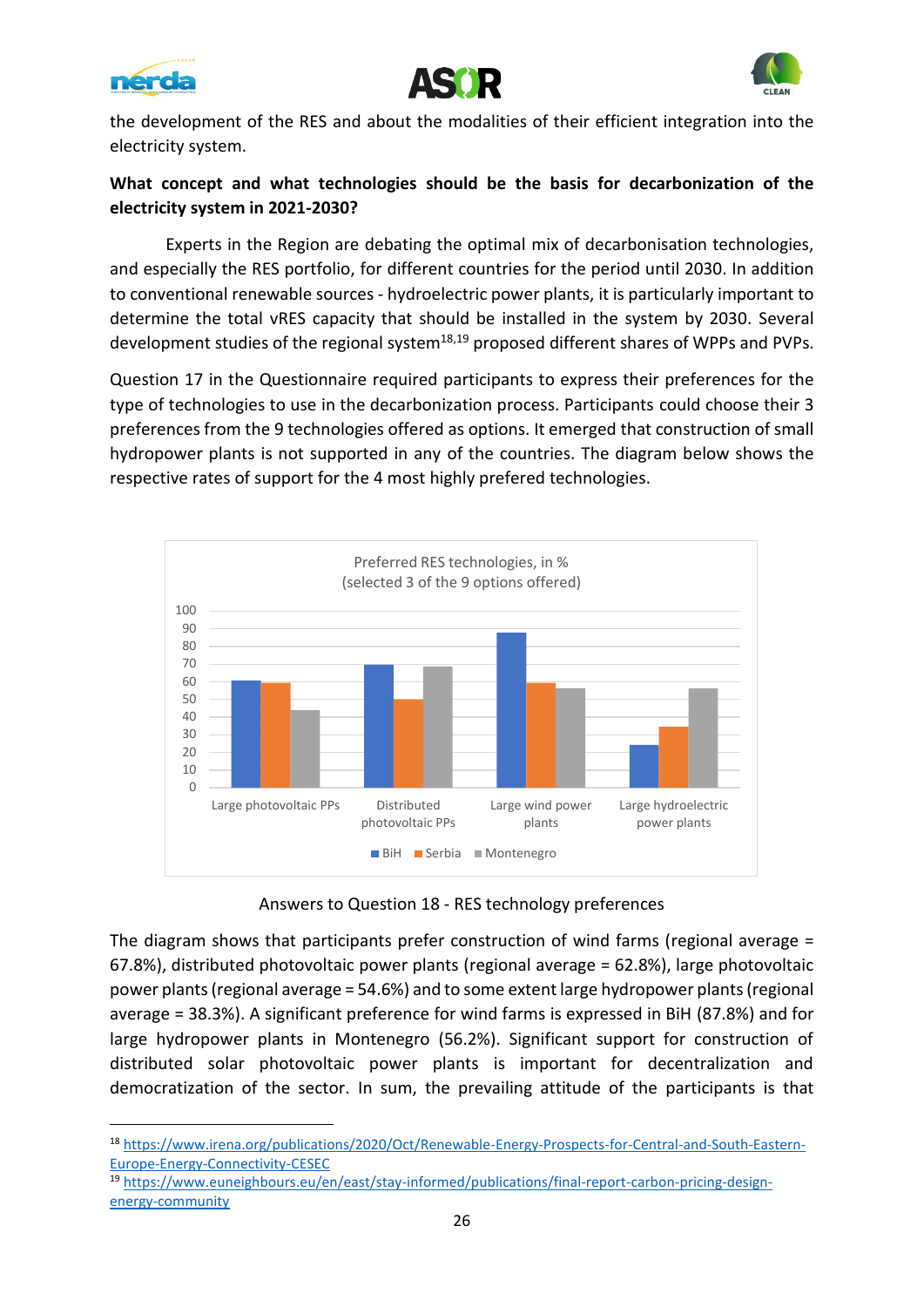the development of the RES and about the modalities of their efficient integration into the electricity system.

**What concept and what technologies should be the basis for decarbonization of the electricity system in 2021-2030?**

Experts in the Region are debating the optimal mix of decarbonisation technologies, and especially the RES portfolio, for different countries for the period until 2030. In addition to conventional renewable sources - hydroelectric power plants, it is particularly important to determine the total vRES capacity that should be installed in the system by 2030. Several development studies of the regional system[18,19] proposed different shares of WPPs and PVPs.

Question 17 in the Questionnaire required participants to express their preferences for the type of technologies to use in the decarbonization process. Participants could choose their 3 preferences from the 9 technologies offered as options. It emerged that construction of small hydropower plants is not supported in any of the countries. The diagram below shows the respective rates of support for the 4 most highly prefered technologies.

Preferred RES technologies, in %
(selected 3 of the 9 options offered)

| | BiH | Serbia | Montenegro |
|---|---|---|---|
| Large photovoltaic PPs | 61 | 60 | 44 |
| Distributed photovoltaic PPs | 70 | 50 | 69 |
| Large wind power plants | 87.8 | 60 | 56 |
| Large hydroelectric power plants | 25 | 35 | 56.2 |

Answers to Question 18 - RES technology preferences

The diagram shows that participants prefer construction of wind farms (regional average = 67.8%), distributed photovoltaic power plants (regional average = 62.8%), large photovoltaic power plants (regional average = 54.6%) and to some extent large hydropower plants (regional average = 38.3%). A significant preference for wind farms is expressed in BiH (87.8%) and for large hydropower plants in Montenegro (56.2%). Significant support for construction of distributed solar photovoltaic power plants is important for decentralization and democratization of the sector. In sum, the prevailing attitude of the participants is that

[18] https://www.irena.org/publications/2020/Oct/Renewable-Energy-Prospects-for-Central-and-South-Eastern-Europe-Energy-Connectivity-CESEC

[19] https://www.euneighbours.eu/en/east/stay-informed/publications/final-report-carbon-pricing-design-energy-community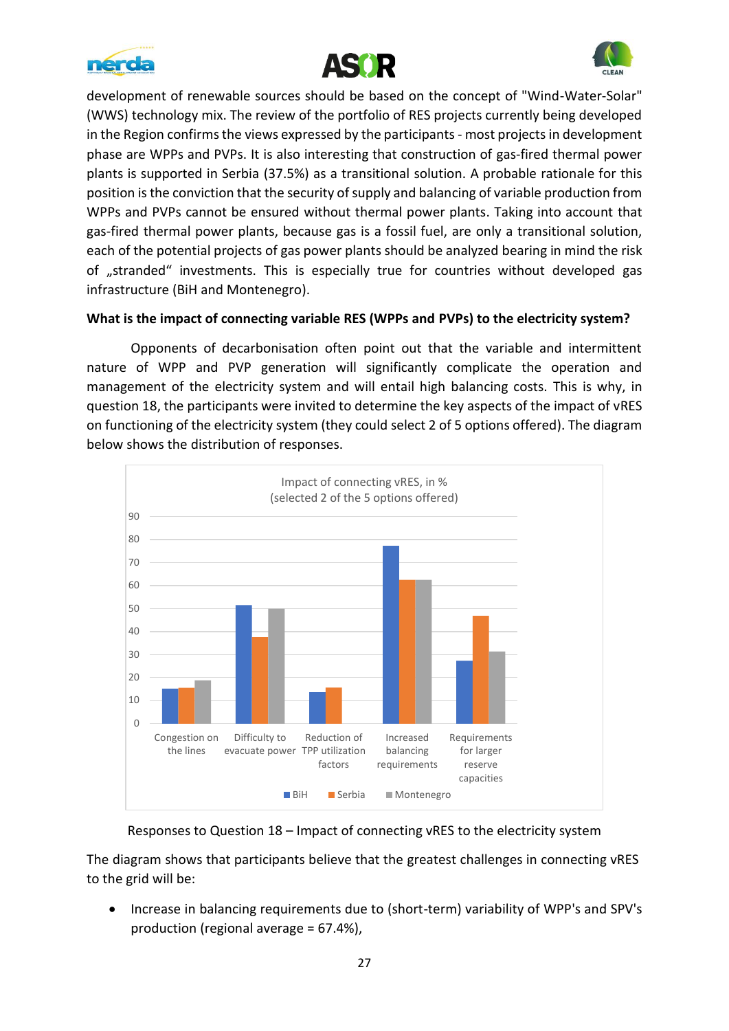development of renewable sources should be based on the concept of "Wind-Water-Solar" (WWS) technology mix. The review of the portfolio of RES projects currently being developed in the Region confirms the views expressed by the participants - most projects in development phase are WPPs and PVPs. It is also interesting that construction of gas-fired thermal power plants is supported in Serbia (37.5%) as a transitional solution. A probable rationale for this position is the conviction that the security of supply and balancing of variable production from WPPs and PVPs cannot be ensured without thermal power plants. Taking into account that gas-fired thermal power plants, because gas is a fossil fuel, are only a transitional solution, each of the potential projects of gas power plants should be analyzed bearing in mind the risk of „stranded" investments. This is especially true for countries without developed gas infrastructure (BiH and Montenegro).

**What is the impact of connecting variable RES (WPPs and PVPs) to the electricity system?**

Opponents of decarbonisation often point out that the variable and intermittent nature of WPP and PVP generation will significantly complicate the operation and management of the electricity system and will entail high balancing costs. This is why, in question 18, the participants were invited to determine the key aspects of the impact of vRES on functioning of the electricity system (they could select 2 of 5 options offered). The diagram below shows the distribution of responses.

Impact of connecting vRES, in %
(selected 2 of the 5 options offered)

| | BiH | Serbia | Montenegro |
|---|---|---|---|
| Congestion on the lines | 15 | 15.5 | 18.5 |
| Difficulty to evacuate power | 51.5 | 37.5 | 50 |
| Reduction of TPP utilization factors | 13.5 | 15.5 | 0 |
| Increased balancing requirements | 77.5 | 62.5 | 62.5 |
| Requirements for larger reserve capacities | 27 | 47 | 31 |

Responses to Question 18 – Impact of connecting vRES to the electricity system

The diagram shows that participants believe that the greatest challenges in connecting vRES to the grid will be:

- Increase in balancing requirements due to (short-term) variability of WPP's and SPV's production (regional average = 67.4%),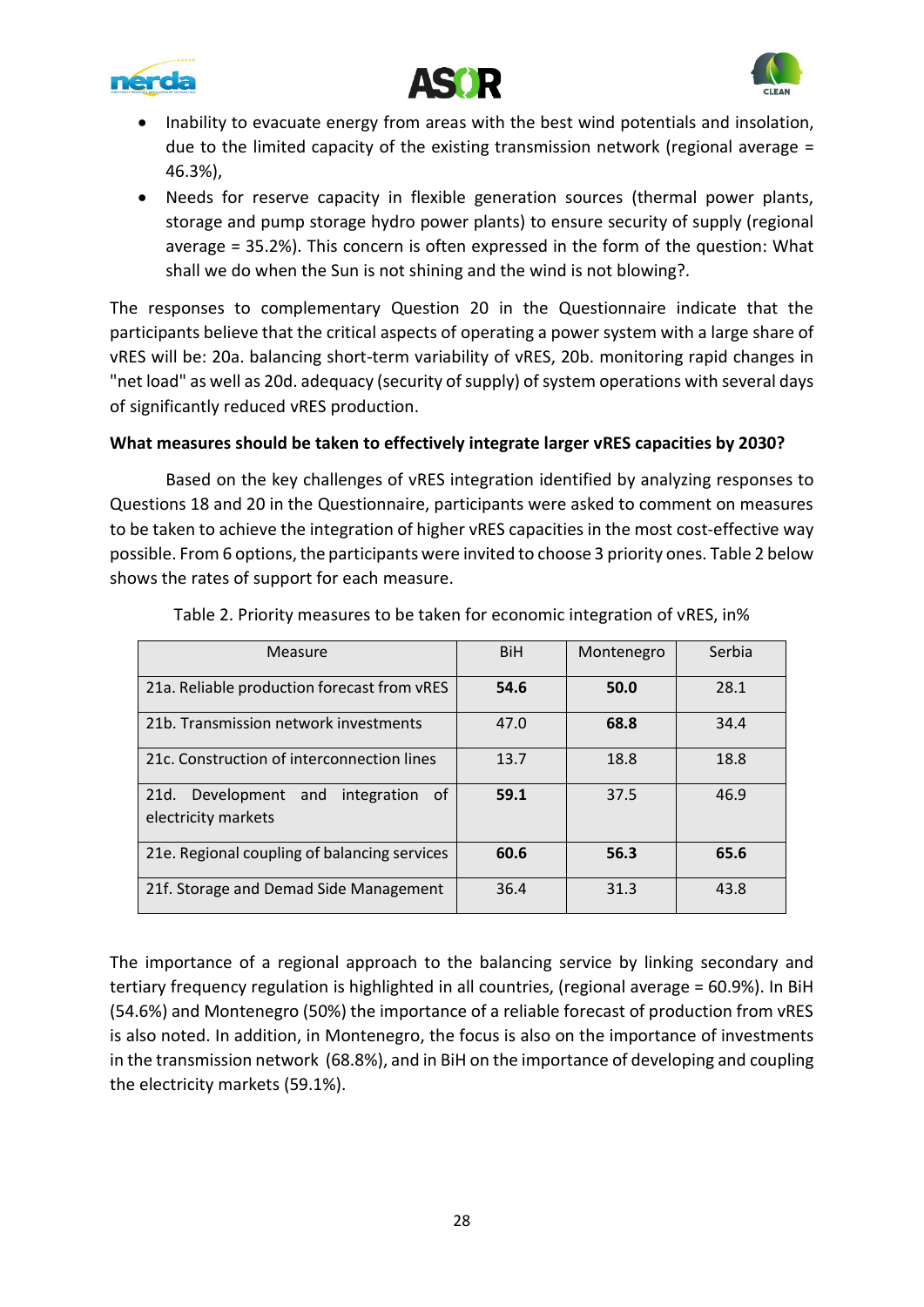- Inability to evacuate energy from areas with the best wind potentials and insolation, due to the limited capacity of the existing transmission network (regional average = 46.3%),
- Needs for reserve capacity in flexible generation sources (thermal power plants, storage and pump storage hydro power plants) to ensure security of supply (regional average = 35.2%). This concern is often expressed in the form of the question: What shall we do when the Sun is not shining and the wind is not blowing?.

The responses to complementary Question 20 in the Questionnaire indicate that the participants believe that the critical aspects of operating a power system with a large share of vRES will be: 20a. balancing short-term variability of vRES, 20b. monitoring rapid changes in "net load" as well as 20d. adequacy (security of supply) of system operations with several days of significantly reduced vRES production.

**What measures should be taken to effectively integrate larger vRES capacities by 2030?**

Based on the key challenges of vRES integration identified by analyzing responses to Questions 18 and 20 in the Questionnaire, participants were asked to comment on measures to be taken to achieve the integration of higher vRES capacities in the most cost-effective way possible. From 6 options, the participants were invited to choose 3 priority ones. Table 2 below shows the rates of support for each measure.

Table 2. Priority measures to be taken for economic integration of vRES, in%

| Measure | BiH | Montenegro | Serbia |
|---|---|---|---|
| 21a. Reliable production forecast from vRES | **54.6** | **50.0** | 28.1 |
| 21b. Transmission network investments | 47.0 | **68.8** | 34.4 |
| 21c. Construction of interconnection lines | 13.7 | 18.8 | 18.8 |
| 21d. Development and integration of electricity markets | **59.1** | 37.5 | 46.9 |
| 21e. Regional coupling of balancing services | **60.6** | **56.3** | **65.6** |
| 21f. Storage and Demad Side Management | 36.4 | 31.3 | 43.8 |

The importance of a regional approach to the balancing service by linking secondary and tertiary frequency regulation is highlighted in all countries, (regional average = 60.9%). In BiH (54.6%) and Montenegro (50%) the importance of a reliable forecast of production from vRES is also noted. In addition, in Montenegro, the focus is also on the importance of investments in the transmission network (68.8%), and in BiH on the importance of developing and coupling the electricity markets (59.1%).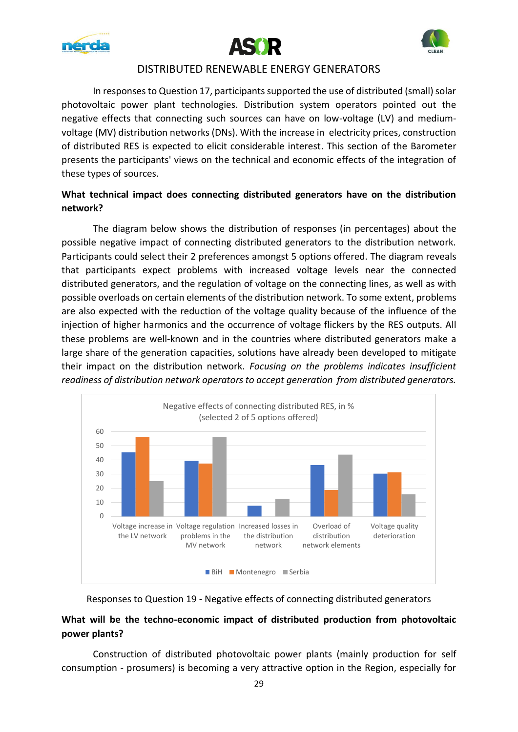## DISTRIBUTED RENEWABLE ENERGY GENERATORS

In responses to Question 17, participants supported the use of distributed (small) solar photovoltaic power plant technologies. Distribution system operators pointed out the negative effects that connecting such sources can have on low-voltage (LV) and medium-voltage (MV) distribution networks (DNs). With the increase in electricity prices, construction of distributed RES is expected to elicit considerable interest. This section of the Barometer presents the participants' views on the technical and economic effects of the integration of these types of sources.

**What technical impact does connecting distributed generators have on the distribution network?**

The diagram below shows the distribution of responses (in percentages) about the possible negative impact of connecting distributed generators to the distribution network. Participants could select their 2 preferences amongst 5 options offered. The diagram reveals that participants expect problems with increased voltage levels near the connected distributed generators, and the regulation of voltage on the connecting lines, as well as with possible overloads on certain elements of the distribution network. To some extent, problems are also expected with the reduction of the voltage quality because of the influence of the injection of higher harmonics and the occurrence of voltage flickers by the RES outputs. All these problems are well-known and in the countries where distributed generators make a large share of the generation capacities, solutions have already been developed to mitigate their impact on the distribution network. *Focusing on the problems indicates insufficient readiness of distribution network operators to accept generation from distributed generators.*

Negative effects of connecting distributed RES, in % (selected 2 of 5 options offered)

| | BiH | Montenegro | Serbia |
|---|---|---|---|
| Voltage increase in the LV network | 45 | 56 | 25 |
| Voltage regulation problems in the MV network | 39 | 37 | 56 |
| Increased losses in the distribution network | 7 | 0 | 12 |
| Overload of distribution network elements | 36 | 18 | 43 |
| Voltage quality deterioration | 30 | 31 | 15 |

Responses to Question 19 - Negative effects of connecting distributed generators

**What will be the techno-economic impact of distributed production from photovoltaic power plants?**

Construction of distributed photovoltaic power plants (mainly production for self consumption - prosumers) is becoming a very attractive option in the Region, especially for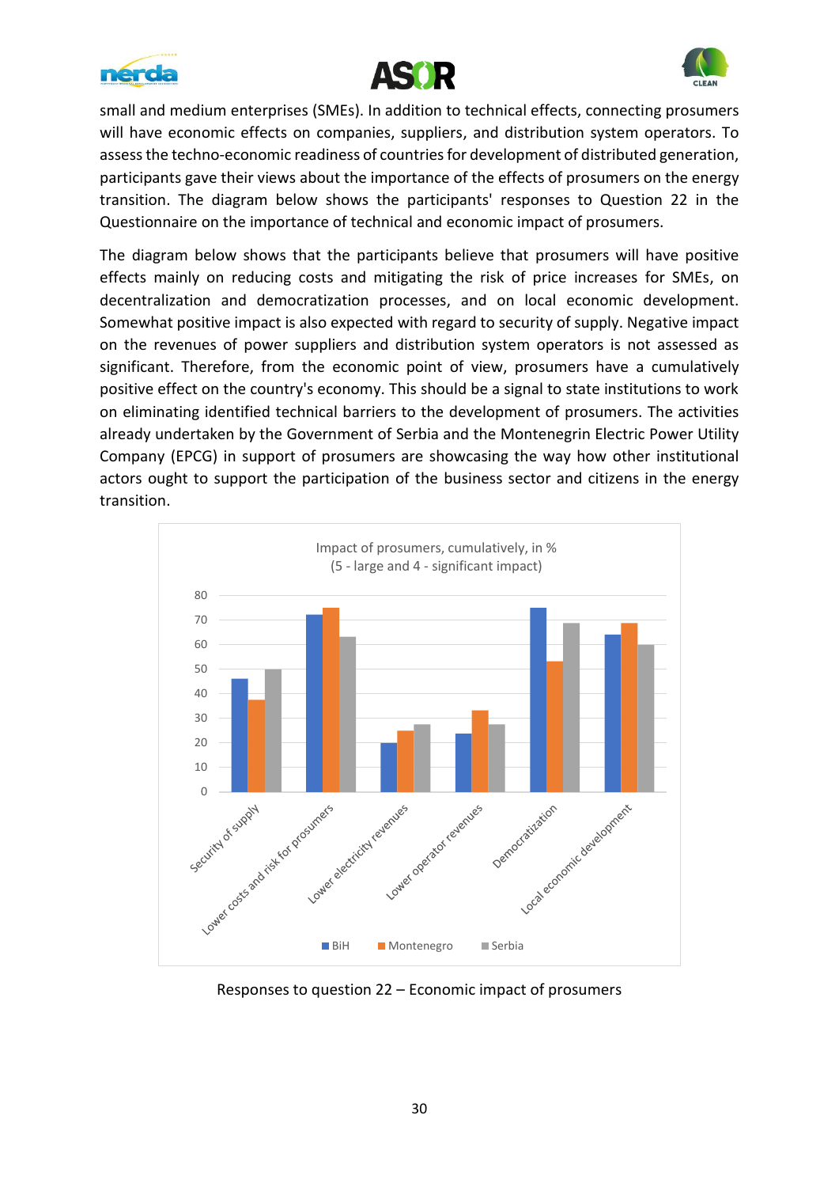small and medium enterprises (SMEs). In addition to technical effects, connecting prosumers will have economic effects on companies, suppliers, and distribution system operators. To assess the techno-economic readiness of countries for development of distributed generation, participants gave their views about the importance of the effects of prosumers on the energy transition. The diagram below shows the participants' responses to Question 22 in the Questionnaire on the importance of technical and economic impact of prosumers.

The diagram below shows that the participants believe that prosumers will have positive effects mainly on reducing costs and mitigating the risk of price increases for SMEs, on decentralization and democratization processes, and on local economic development. Somewhat positive impact is also expected with regard to security of supply. Negative impact on the revenues of power suppliers and distribution system operators is not assessed as significant. Therefore, from the economic point of view, prosumers have a cumulatively positive effect on the country's economy. This should be a signal to state institutions to work on eliminating identified technical barriers to the development of prosumers. The activities already undertaken by the Government of Serbia and the Montenegrin Electric Power Utility Company (EPCG) in support of prosumers are showcasing the way how other institutional actors ought to support the participation of the business sector and citizens in the energy transition.

Responses to question 22 – Economic impact of prosumers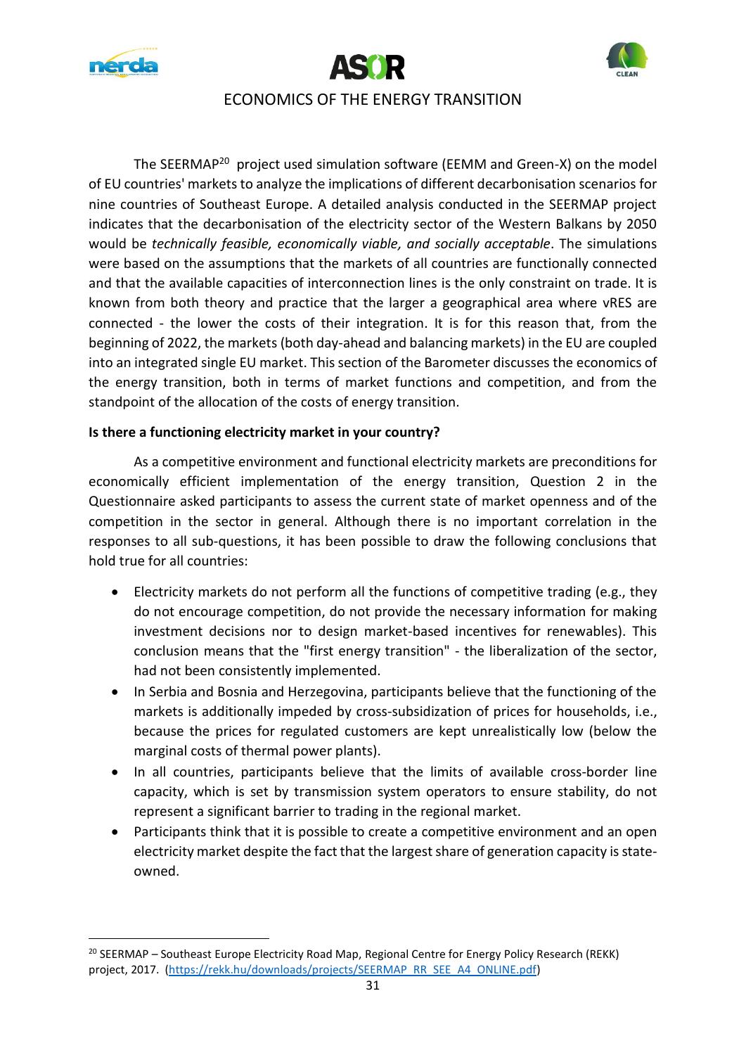The SEERMAP[20] project used simulation software (EEMM and Green-X) on the model of EU countries' markets to analyze the implications of different decarbonisation scenarios for nine countries of Southeast Europe. A detailed analysis conducted in the SEERMAP project indicates that the decarbonisation of the electricity sector of the Western Balkans by 2050 would be *technically feasible, economically viable, and socially acceptable*. The simulations were based on the assumptions that the markets of all countries are functionally connected and that the available capacities of interconnection lines is the only constraint on trade. It is known from both theory and practice that the larger a geographical area where vRES are connected - the lower the costs of their integration. It is for this reason that, from the beginning of 2022, the markets (both day-ahead and balancing markets) in the EU are coupled into an integrated single EU market. This section of the Barometer discusses the economics of the energy transition, both in terms of market functions and competition, and from the standpoint of the allocation of the costs of energy transition.

**Is there a functioning electricity market in your country?**

As a competitive environment and functional electricity markets are preconditions for economically efficient implementation of the energy transition, Question 2 in the Questionnaire asked participants to assess the current state of market openness and of the competition in the sector in general. Although there is no important correlation in the responses to all sub-questions, it has been possible to draw the following conclusions that hold true for all countries:

- Electricity markets do not perform all the functions of competitive trading (e.g., they do not encourage competition, do not provide the necessary information for making investment decisions nor to design market-based incentives for renewables). This conclusion means that the "first energy transition" - the liberalization of the sector, had not been consistently implemented.
- In Serbia and Bosnia and Herzegovina, participants believe that the functioning of the markets is additionally impeded by cross-subsidization of prices for households, i.e., because the prices for regulated customers are kept unrealistically low (below the marginal costs of thermal power plants).
- In all countries, participants believe that the limits of available cross-border line capacity, which is set by transmission system operators to ensure stability, do not represent a significant barrier to trading in the regional market.
- Participants think that it is possible to create a competitive environment and an open electricity market despite the fact that the largest share of generation capacity is state-owned.

[20] SEERMAP – Southeast Europe Electricity Road Map, Regional Centre for Energy Policy Research (REKK) project, 2017. (https://rekk.hu/downloads/projects/SEERMAP_RR_SEE_A4_ONLINE.pdf)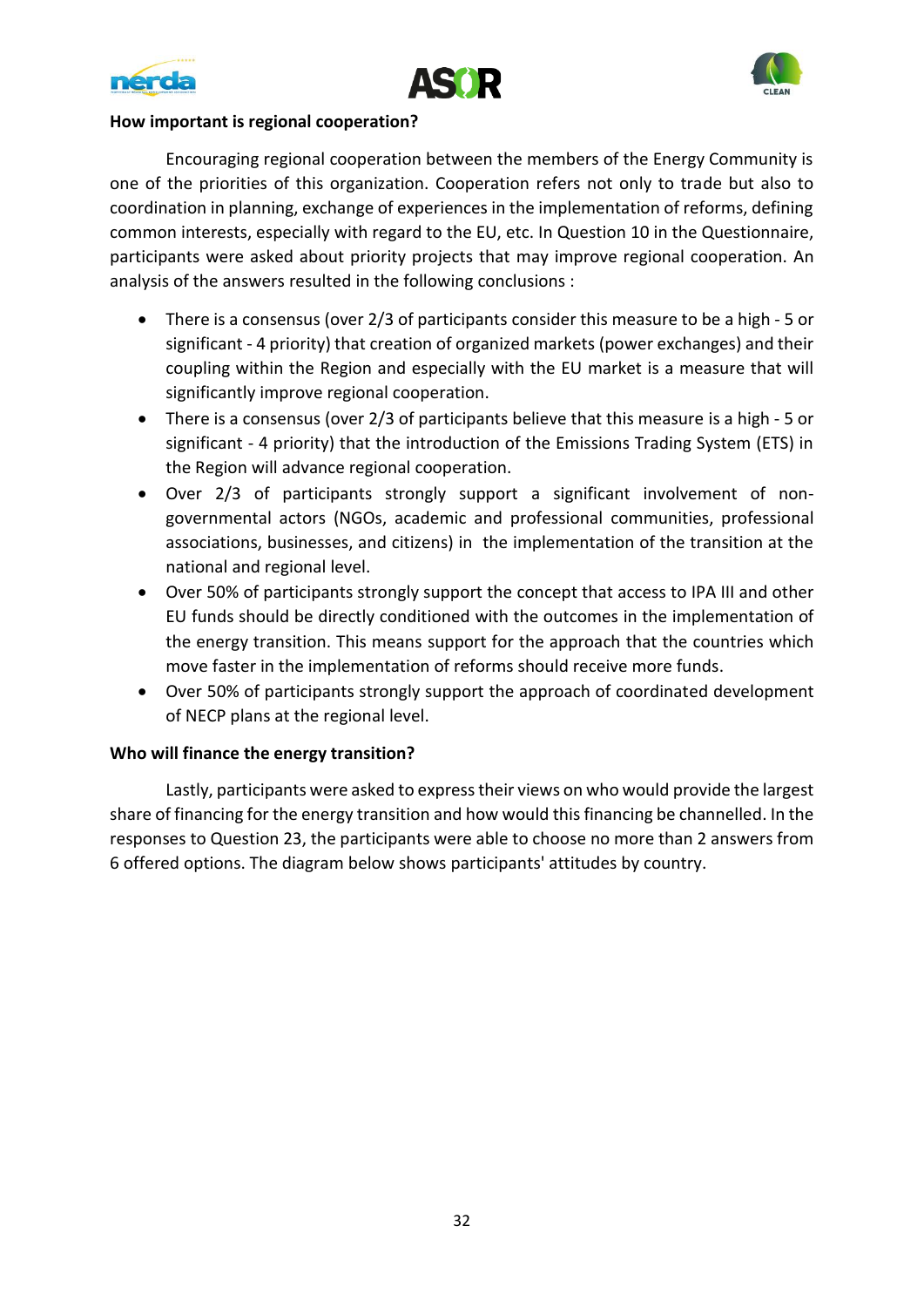**How important is regional cooperation?**

Encouraging regional cooperation between the members of the Energy Community is one of the priorities of this organization. Cooperation refers not only to trade but also to coordination in planning, exchange of experiences in the implementation of reforms, defining common interests, especially with regard to the EU, etc. In Question 10 in the Questionnaire, participants were asked about priority projects that may improve regional cooperation. An analysis of the answers resulted in the following conclusions :

- There is a consensus (over 2/3 of participants consider this measure to be a high - 5 or significant - 4 priority) that creation of organized markets (power exchanges) and their coupling within the Region and especially with the EU market is a measure that will significantly improve regional cooperation.
- There is a consensus (over 2/3 of participants believe that this measure is a high - 5 or significant - 4 priority) that the introduction of the Emissions Trading System (ETS) in the Region will advance regional cooperation.
- Over 2/3 of participants strongly support a significant involvement of non-governmental actors (NGOs, academic and professional communities, professional associations, businesses, and citizens) in the implementation of the transition at the national and regional level.
- Over 50% of participants strongly support the concept that access to IPA III and other EU funds should be directly conditioned with the outcomes in the implementation of the energy transition. This means support for the approach that the countries which move faster in the implementation of reforms should receive more funds.
- Over 50% of participants strongly support the approach of coordinated development of NECP plans at the regional level.

**Who will finance the energy transition?**

Lastly, participants were asked to express their views on who would provide the largest share of financing for the energy transition and how would this financing be channelled. In the responses to Question 23, the participants were able to choose no more than 2 answers from 6 offered options. The diagram below shows participants' attitudes by country.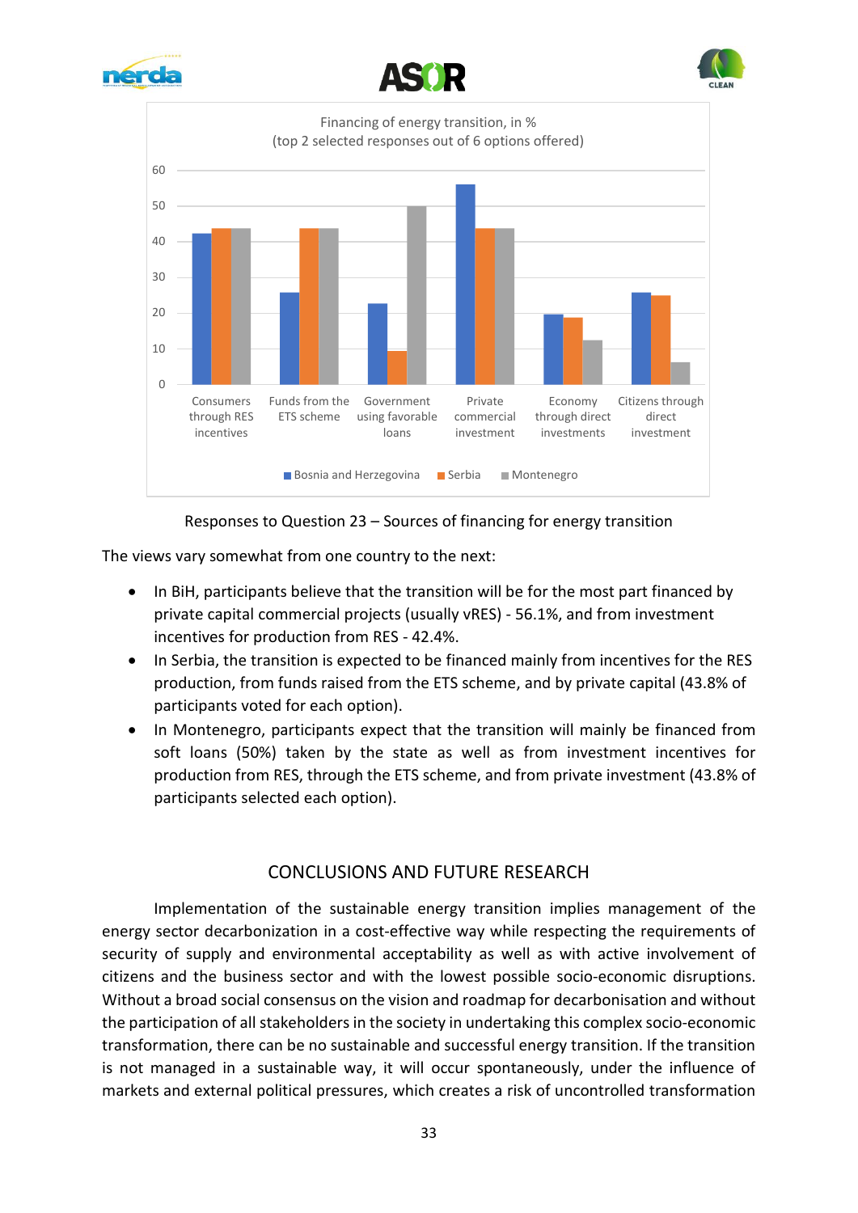Financing of energy transition, in %
(top 2 selected responses out of 6 options offered)

Responses to Question 23 – Sources of financing for energy transition

The views vary somewhat from one country to the next:

- In BiH, participants believe that the transition will be for the most part financed by private capital commercial projects (usually vRES) - 56.1%, and from investment incentives for production from RES - 42.4%.
- In Serbia, the transition is expected to be financed mainly from incentives for the RES production, from funds raised from the ETS scheme, and by private capital (43.8% of participants voted for each option).
- In Montenegro, participants expect that the transition will mainly be financed from soft loans (50%) taken by the state as well as from investment incentives for production from RES, through the ETS scheme, and from private investment (43.8% of participants selected each option).

## CONCLUSIONS AND FUTURE RESEARCH

Implementation of the sustainable energy transition implies management of the energy sector decarbonization in a cost-effective way while respecting the requirements of security of supply and environmental acceptability as well as with active involvement of citizens and the business sector and with the lowest possible socio-economic disruptions. Without a broad social consensus on the vision and roadmap for decarbonisation and without the participation of all stakeholders in the society in undertaking this complex socio-economic transformation, there can be no sustainable and successful energy transition. If the transition is not managed in a sustainable way, it will occur spontaneously, under the influence of markets and external political pressures, which creates a risk of uncontrolled transformation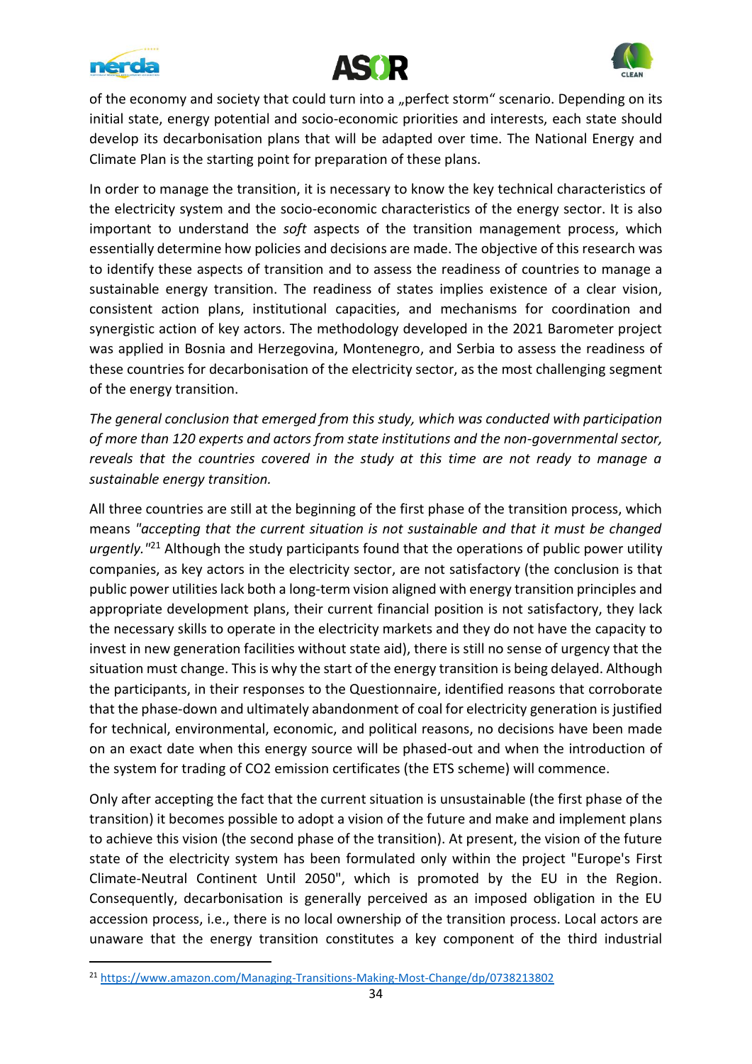of the economy and society that could turn into a „perfect storm“ scenario. Depending on its initial state, energy potential and socio-economic priorities and interests, each state should develop its decarbonisation plans that will be adapted over time. The National Energy and Climate Plan is the starting point for preparation of these plans.

In order to manage the transition, it is necessary to know the key technical characteristics of the electricity system and the socio-economic characteristics of the energy sector. It is also important to understand the *soft* aspects of the transition management process, which essentially determine how policies and decisions are made. The objective of this research was to identify these aspects of transition and to assess the readiness of countries to manage a sustainable energy transition. The readiness of states implies existence of a clear vision, consistent action plans, institutional capacities, and mechanisms for coordination and synergistic action of key actors. The methodology developed in the 2021 Barometer project was applied in Bosnia and Herzegovina, Montenegro, and Serbia to assess the readiness of these countries for decarbonisation of the electricity sector, as the most challenging segment of the energy transition.

*The general conclusion that emerged from this study, which was conducted with participation of more than 120 experts and actors from state institutions and the non-governmental sector, reveals that the countries covered in the study at this time are not ready to manage a sustainable energy transition.*

All three countries are still at the beginning of the first phase of the transition process, which means *"accepting that the current situation is not sustainable and that it must be changed urgently."*[21] Although the study participants found that the operations of public power utility companies, as key actors in the electricity sector, are not satisfactory (the conclusion is that public power utilities lack both a long-term vision aligned with energy transition principles and appropriate development plans, their current financial position is not satisfactory, they lack the necessary skills to operate in the electricity markets and they do not have the capacity to invest in new generation facilities without state aid), there is still no sense of urgency that the situation must change. This is why the start of the energy transition is being delayed. Although the participants, in their responses to the Questionnaire, identified reasons that corroborate that the phase-down and ultimately abandonment of coal for electricity generation is justified for technical, environmental, economic, and political reasons, no decisions have been made on an exact date when this energy source will be phased-out and when the introduction of the system for trading of CO2 emission certificates (the ETS scheme) will commence.

Only after accepting the fact that the current situation is unsustainable (the first phase of the transition) it becomes possible to adopt a vision of the future and make and implement plans to achieve this vision (the second phase of the transition). At present, the vision of the future state of the electricity system has been formulated only within the project "Europe's First Climate-Neutral Continent Until 2050", which is promoted by the EU in the Region. Consequently, decarbonisation is generally perceived as an imposed obligation in the EU accession process, i.e., there is no local ownership of the transition process. Local actors are unaware that the energy transition constitutes a key component of the third industrial

[21] https://www.amazon.com/Managing-Transitions-Making-Most-Change/dp/0738213802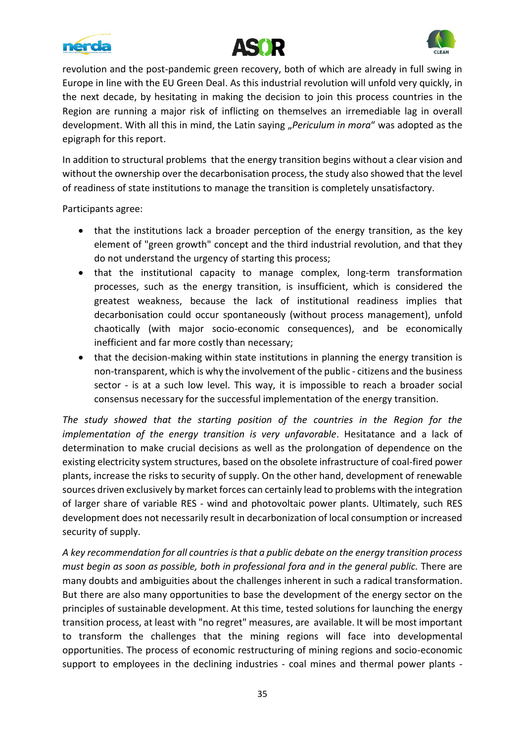revolution and the post-pandemic green recovery, both of which are already in full swing in Europe in line with the EU Green Deal. As this industrial revolution will unfold very quickly, in the next decade, by hesitating in making the decision to join this process countries in the Region are running a major risk of inflicting on themselves an irremediable lag in overall development. With all this in mind, the Latin saying „*Periculum in mora*“ was adopted as the epigraph for this report.

In addition to structural problems that the energy transition begins without a clear vision and without the ownership over the decarbonisation process, the study also showed that the level of readiness of state institutions to manage the transition is completely unsatisfactory.

Participants agree:

- that the institutions lack a broader perception of the energy transition, as the key element of "green growth" concept and the third industrial revolution, and that they do not understand the urgency of starting this process;
- that the institutional capacity to manage complex, long-term transformation processes, such as the energy transition, is insufficient, which is considered the greatest weakness, because the lack of institutional readiness implies that decarbonisation could occur spontaneously (without process management), unfold chaotically (with major socio-economic consequences), and be economically inefficient and far more costly than necessary;
- that the decision-making within state institutions in planning the energy transition is non-transparent, which is why the involvement of the public - citizens and the business sector - is at a such low level. This way, it is impossible to reach a broader social consensus necessary for the successful implementation of the energy transition.

*The study showed that the starting position of the countries in the Region for the implementation of the energy transition is very unfavorable*. Hesitatance and a lack of determination to make crucial decisions as well as the prolongation of dependence on the existing electricity system structures, based on the obsolete infrastructure of coal-fired power plants, increase the risks to security of supply. On the other hand, development of renewable sources driven exclusively by market forces can certainly lead to problems with the integration of larger share of variable RES - wind and photovoltaic power plants. Ultimately, such RES development does not necessarily result in decarbonization of local consumption or increased security of supply.

*A key recommendation for all countries is that a public debate on the energy transition process must begin as soon as possible, both in professional fora and in the general public.* There are many doubts and ambiguities about the challenges inherent in such a radical transformation. But there are also many opportunities to base the development of the energy sector on the principles of sustainable development. At this time, tested solutions for launching the energy transition process, at least with "no regret" measures, are available. It will be most important to transform the challenges that the mining regions will face into developmental opportunities. The process of economic restructuring of mining regions and socio-economic support to employees in the declining industries - coal mines and thermal power plants -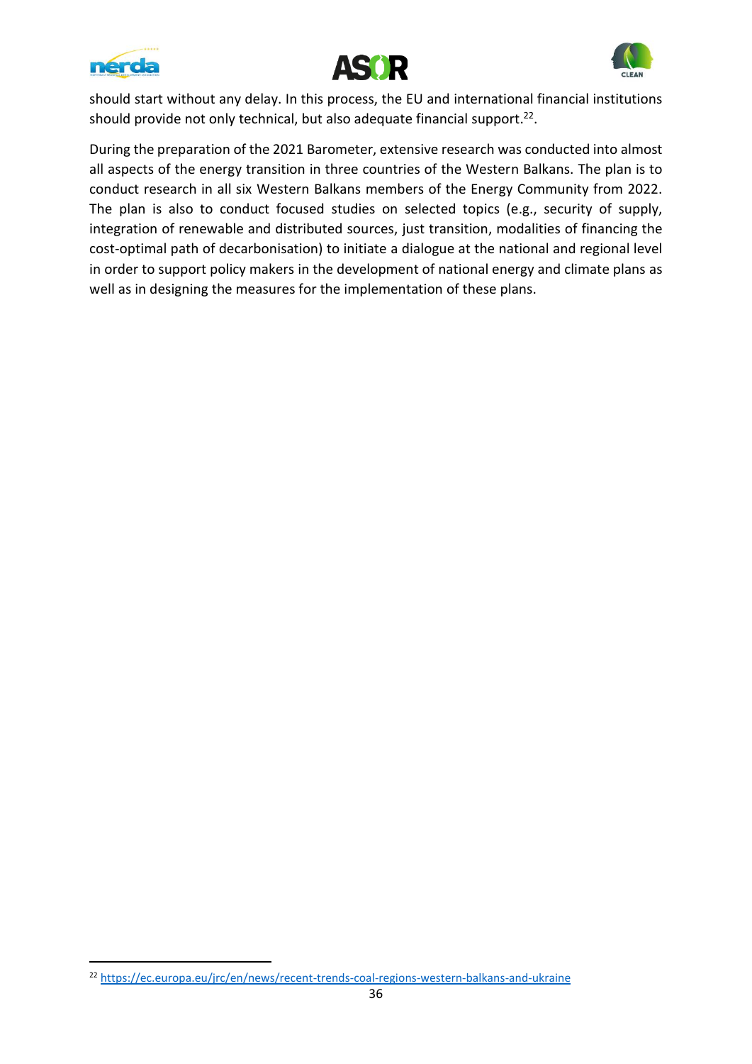should start without any delay. In this process, the EU and international financial institutions should provide not only technical, but also adequate financial support.[22].

During the preparation of the 2021 Barometer, extensive research was conducted into almost all aspects of the energy transition in three countries of the Western Balkans. The plan is to conduct research in all six Western Balkans members of the Energy Community from 2022. The plan is also to conduct focused studies on selected topics (e.g., security of supply, integration of renewable and distributed sources, just transition, modalities of financing the cost-optimal path of decarbonisation) to initiate a dialogue at the national and regional level in order to support policy makers in the development of national energy and climate plans as well as in designing the measures for the implementation of these plans.

[22] https://ec.europa.eu/jrc/en/news/recent-trends-coal-regions-western-balkans-and-ukraine